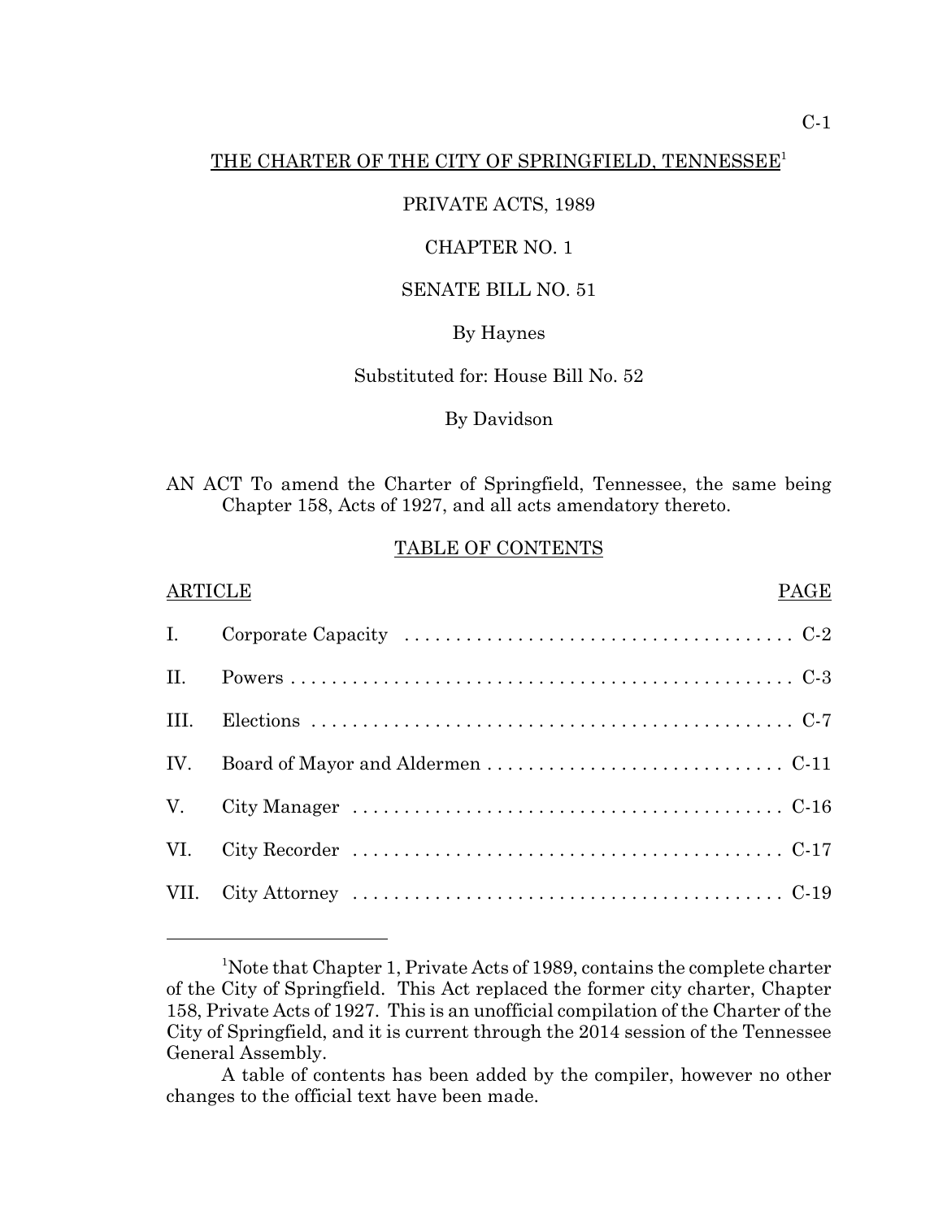# THE CHARTER OF THE CITY OF SPRINGFIELD, TENNESSEE[1]

PRIVATE ACTS, 1989

CHAPTER NO. 1

SENATE BILL NO. 51

By Haynes

Substituted for: House Bill No. 52

By Davidson

AN ACT To amend the Charter of Springfield, Tennessee, the same being Chapter 158, Acts of 1927, and all acts amendatory thereto.

## TABLE OF CONTENTS

| ARTICLE | | PAGE |
|---|---|---|
| I. | Corporate Capacity | C-2 |
| II. | Powers | C-3 |
| III. | Elections | C-7 |
| IV. | Board of Mayor and Aldermen | C-11 |
| V. | City Manager | C-16 |
| VI. | City Recorder | C-17 |
| VII. | City Attorney | C-19 |

---

[1]Note that Chapter 1, Private Acts of 1989, contains the complete charter of the City of Springfield. This Act replaced the former city charter, Chapter 158, Private Acts of 1927. This is an unofficial compilation of the Charter of the City of Springfield, and it is current through the 2014 session of the Tennessee General Assembly.

A table of contents has been added by the compiler, however no other changes to the official text have been made.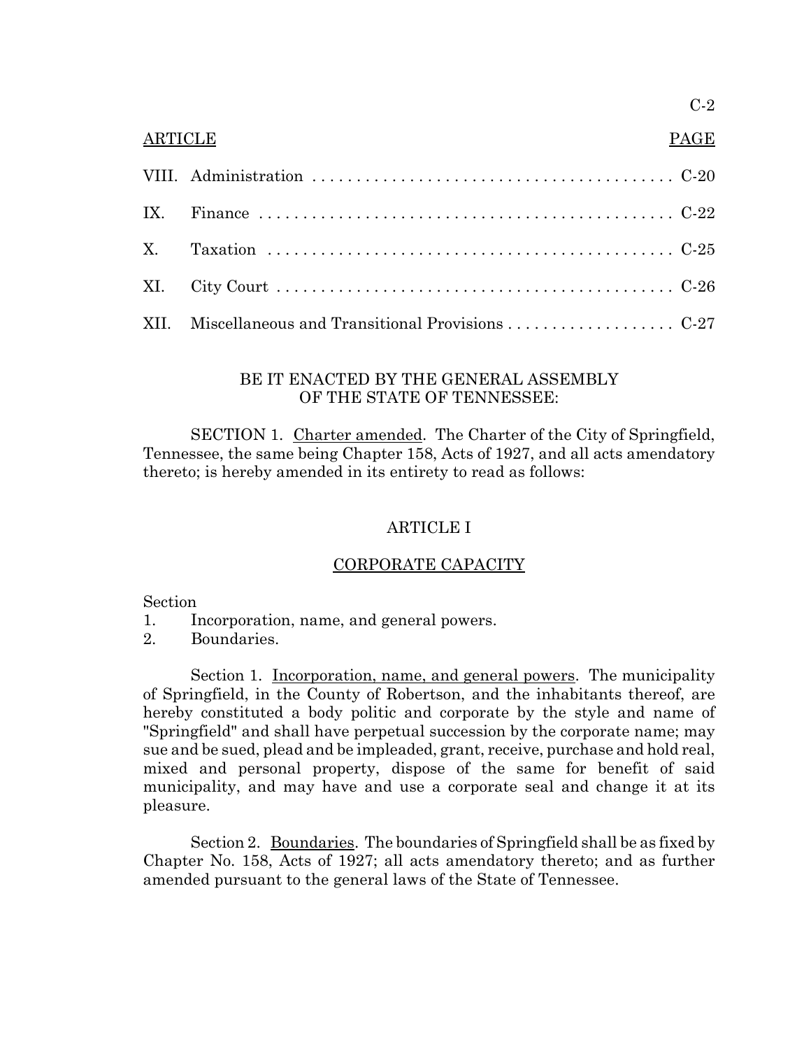| ARTICLE | | PAGE |
|---|---|---|
| VIII. | Administration | C-20 |
| IX. | Finance | C-22 |
| X. | Taxation | C-25 |
| XI. | City Court | C-26 |
| XII. | Miscellaneous and Transitional Provisions | C-27 |

BE IT ENACTED BY THE GENERAL ASSEMBLY OF THE STATE OF TENNESSEE:

SECTION 1. Charter amended. The Charter of the City of Springfield, Tennessee, the same being Chapter 158, Acts of 1927, and all acts amendatory thereto; is hereby amended in its entirety to read as follows:

## ARTICLE I

## CORPORATE CAPACITY

Section
1. Incorporation, name, and general powers.
2. Boundaries.

Section 1. Incorporation, name, and general powers. The municipality of Springfield, in the County of Robertson, and the inhabitants thereof, are hereby constituted a body politic and corporate by the style and name of "Springfield" and shall have perpetual succession by the corporate name; may sue and be sued, plead and be impleaded, grant, receive, purchase and hold real, mixed and personal property, dispose of the same for benefit of said municipality, and may have and use a corporate seal and change it at its pleasure.

Section 2. Boundaries. The boundaries of Springfield shall be as fixed by Chapter No. 158, Acts of 1927; all acts amendatory thereto; and as further amended pursuant to the general laws of the State of Tennessee.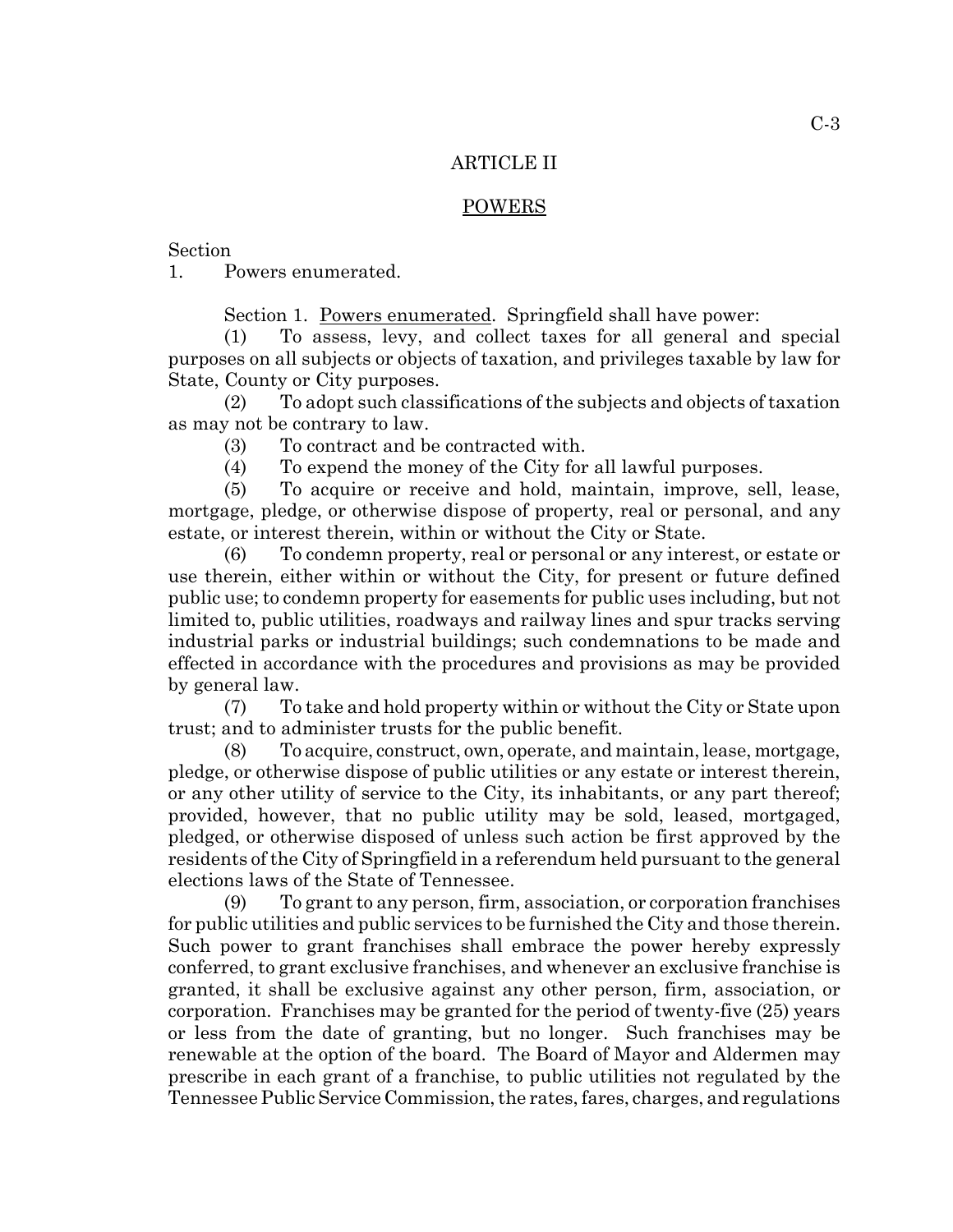## ARTICLE II

## POWERS

Section
1. Powers enumerated.

Section 1. Powers enumerated. Springfield shall have power:

(1) To assess, levy, and collect taxes for all general and special purposes on all subjects or objects of taxation, and privileges taxable by law for State, County or City purposes.

(2) To adopt such classifications of the subjects and objects of taxation as may not be contrary to law.

(3) To contract and be contracted with.

(4) To expend the money of the City for all lawful purposes.

(5) To acquire or receive and hold, maintain, improve, sell, lease, mortgage, pledge, or otherwise dispose of property, real or personal, and any estate, or interest therein, within or without the City or State.

(6) To condemn property, real or personal or any interest, or estate or use therein, either within or without the City, for present or future defined public use; to condemn property for easements for public uses including, but not limited to, public utilities, roadways and railway lines and spur tracks serving industrial parks or industrial buildings; such condemnations to be made and effected in accordance with the procedures and provisions as may be provided by general law.

(7) To take and hold property within or without the City or State upon trust; and to administer trusts for the public benefit.

(8) To acquire, construct, own, operate, and maintain, lease, mortgage, pledge, or otherwise dispose of public utilities or any estate or interest therein, or any other utility of service to the City, its inhabitants, or any part thereof; provided, however, that no public utility may be sold, leased, mortgaged, pledged, or otherwise disposed of unless such action be first approved by the residents of the City of Springfield in a referendum held pursuant to the general elections laws of the State of Tennessee.

(9) To grant to any person, firm, association, or corporation franchises for public utilities and public services to be furnished the City and those therein. Such power to grant franchises shall embrace the power hereby expressly conferred, to grant exclusive franchises, and whenever an exclusive franchise is granted, it shall be exclusive against any other person, firm, association, or corporation. Franchises may be granted for the period of twenty-five (25) years or less from the date of granting, but no longer. Such franchises may be renewable at the option of the board. The Board of Mayor and Aldermen may prescribe in each grant of a franchise, to public utilities not regulated by the Tennessee Public Service Commission, the rates, fares, charges, and regulations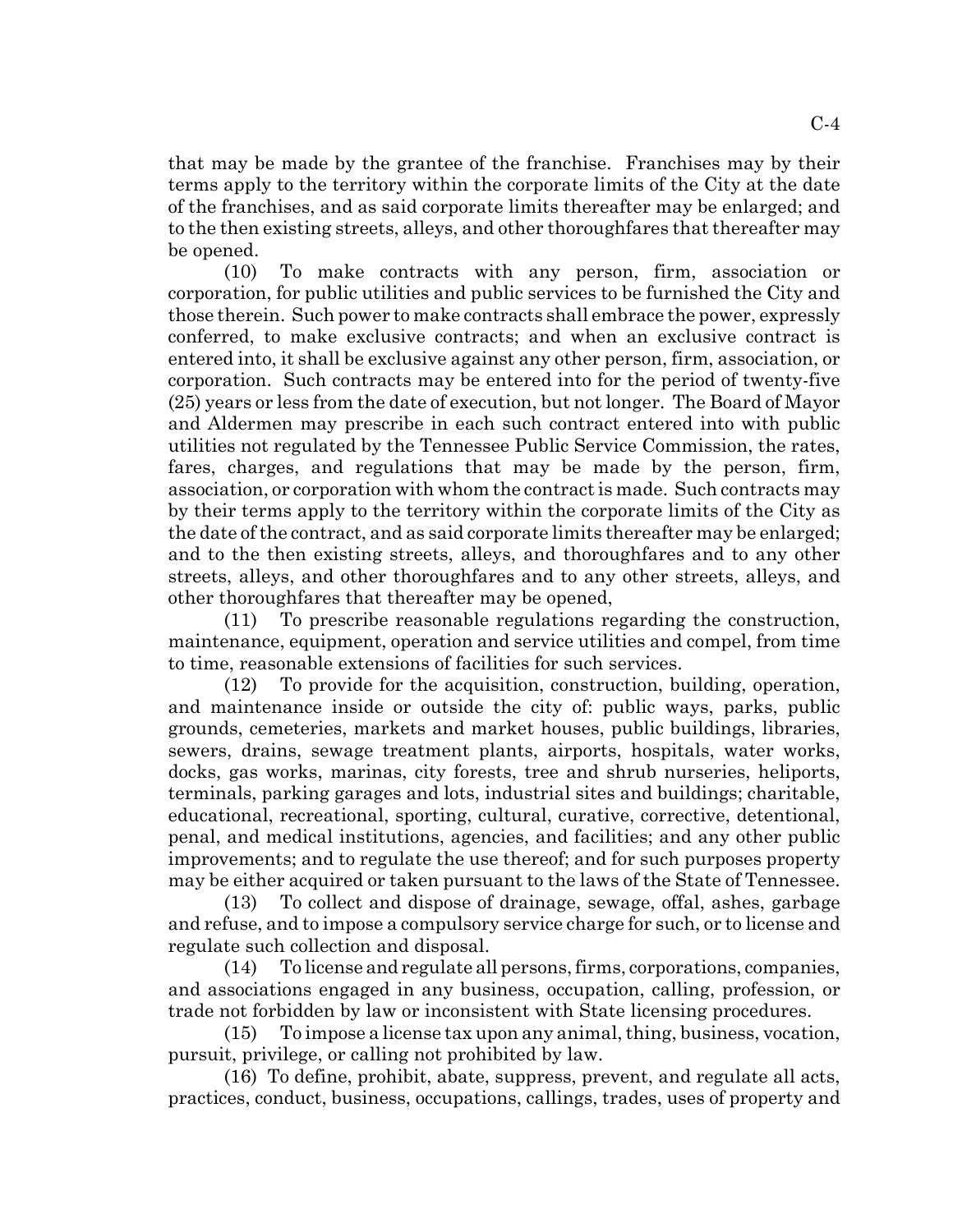that may be made by the grantee of the franchise. Franchises may by their terms apply to the territory within the corporate limits of the City at the date of the franchises, and as said corporate limits thereafter may be enlarged; and to the then existing streets, alleys, and other thoroughfares that thereafter may be opened.

(10) To make contracts with any person, firm, association or corporation, for public utilities and public services to be furnished the City and those therein. Such power to make contracts shall embrace the power, expressly conferred, to make exclusive contracts; and when an exclusive contract is entered into, it shall be exclusive against any other person, firm, association, or corporation. Such contracts may be entered into for the period of twenty-five (25) years or less from the date of execution, but not longer. The Board of Mayor and Aldermen may prescribe in each such contract entered into with public utilities not regulated by the Tennessee Public Service Commission, the rates, fares, charges, and regulations that may be made by the person, firm, association, or corporation with whom the contract is made. Such contracts may by their terms apply to the territory within the corporate limits of the City as the date of the contract, and as said corporate limits thereafter may be enlarged; and to the then existing streets, alleys, and thoroughfares and to any other streets, alleys, and other thoroughfares and to any other streets, alleys, and other thoroughfares that thereafter may be opened,

(11) To prescribe reasonable regulations regarding the construction, maintenance, equipment, operation and service utilities and compel, from time to time, reasonable extensions of facilities for such services.

(12) To provide for the acquisition, construction, building, operation, and maintenance inside or outside the city of: public ways, parks, public grounds, cemeteries, markets and market houses, public buildings, libraries, sewers, drains, sewage treatment plants, airports, hospitals, water works, docks, gas works, marinas, city forests, tree and shrub nurseries, heliports, terminals, parking garages and lots, industrial sites and buildings; charitable, educational, recreational, sporting, cultural, curative, corrective, detentional, penal, and medical institutions, agencies, and facilities; and any other public improvements; and to regulate the use thereof; and for such purposes property may be either acquired or taken pursuant to the laws of the State of Tennessee.

(13) To collect and dispose of drainage, sewage, offal, ashes, garbage and refuse, and to impose a compulsory service charge for such, or to license and regulate such collection and disposal.

(14) To license and regulate all persons, firms, corporations, companies, and associations engaged in any business, occupation, calling, profession, or trade not forbidden by law or inconsistent with State licensing procedures.

(15) To impose a license tax upon any animal, thing, business, vocation, pursuit, privilege, or calling not prohibited by law.

(16) To define, prohibit, abate, suppress, prevent, and regulate all acts, practices, conduct, business, occupations, callings, trades, uses of property and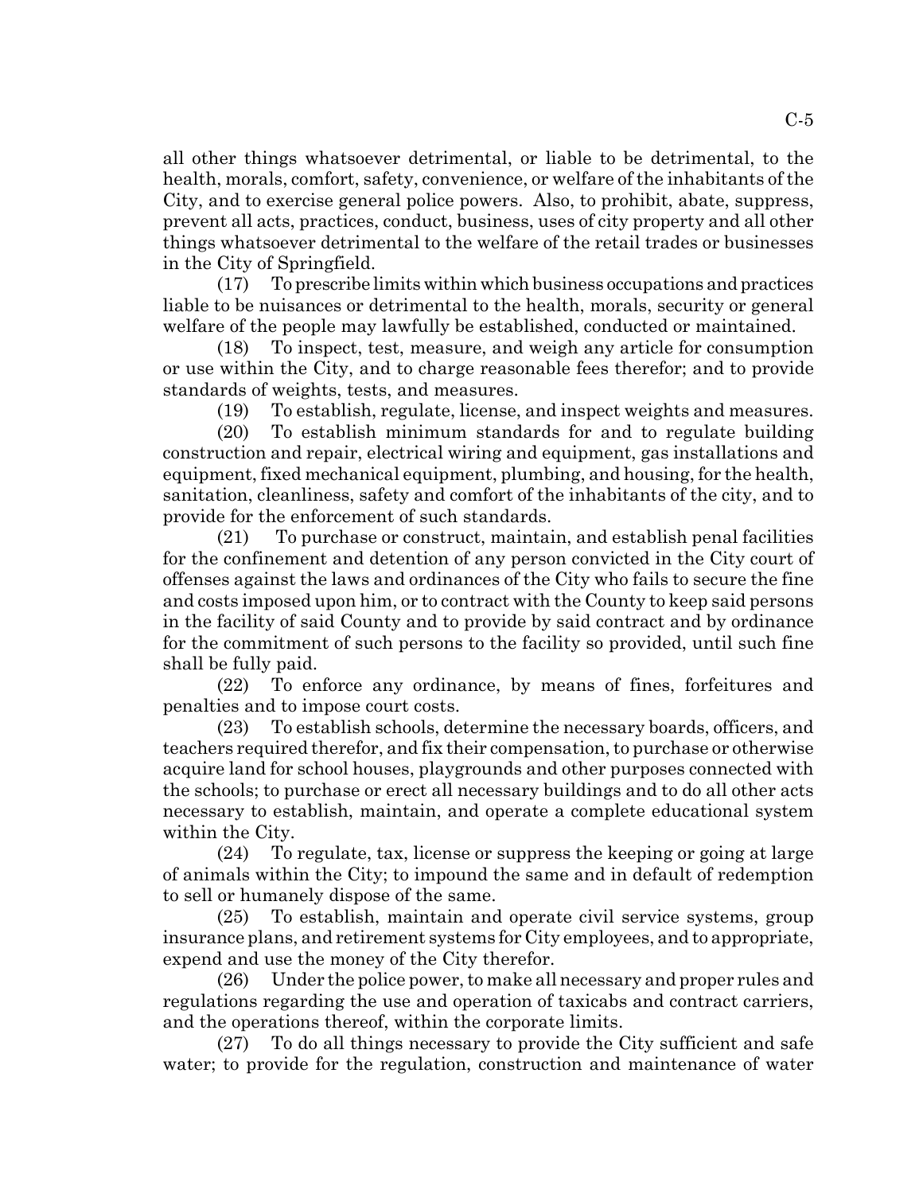all other things whatsoever detrimental, or liable to be detrimental, to the health, morals, comfort, safety, convenience, or welfare of the inhabitants of the City, and to exercise general police powers. Also, to prohibit, abate, suppress, prevent all acts, practices, conduct, business, uses of city property and all other things whatsoever detrimental to the welfare of the retail trades or businesses in the City of Springfield.

(17) To prescribe limits within which business occupations and practices liable to be nuisances or detrimental to the health, morals, security or general welfare of the people may lawfully be established, conducted or maintained.

(18) To inspect, test, measure, and weigh any article for consumption or use within the City, and to charge reasonable fees therefor; and to provide standards of weights, tests, and measures.

(19) To establish, regulate, license, and inspect weights and measures.

(20) To establish minimum standards for and to regulate building construction and repair, electrical wiring and equipment, gas installations and equipment, fixed mechanical equipment, plumbing, and housing, for the health, sanitation, cleanliness, safety and comfort of the inhabitants of the city, and to provide for the enforcement of such standards.

(21) To purchase or construct, maintain, and establish penal facilities for the confinement and detention of any person convicted in the City court of offenses against the laws and ordinances of the City who fails to secure the fine and costs imposed upon him, or to contract with the County to keep said persons in the facility of said County and to provide by said contract and by ordinance for the commitment of such persons to the facility so provided, until such fine shall be fully paid.

(22) To enforce any ordinance, by means of fines, forfeitures and penalties and to impose court costs.

(23) To establish schools, determine the necessary boards, officers, and teachers required therefor, and fix their compensation, to purchase or otherwise acquire land for school houses, playgrounds and other purposes connected with the schools; to purchase or erect all necessary buildings and to do all other acts necessary to establish, maintain, and operate a complete educational system within the City.

(24) To regulate, tax, license or suppress the keeping or going at large of animals within the City; to impound the same and in default of redemption to sell or humanely dispose of the same.

(25) To establish, maintain and operate civil service systems, group insurance plans, and retirement systems for City employees, and to appropriate, expend and use the money of the City therefor.

(26) Under the police power, to make all necessary and proper rules and regulations regarding the use and operation of taxicabs and contract carriers, and the operations thereof, within the corporate limits.

(27) To do all things necessary to provide the City sufficient and safe water; to provide for the regulation, construction and maintenance of water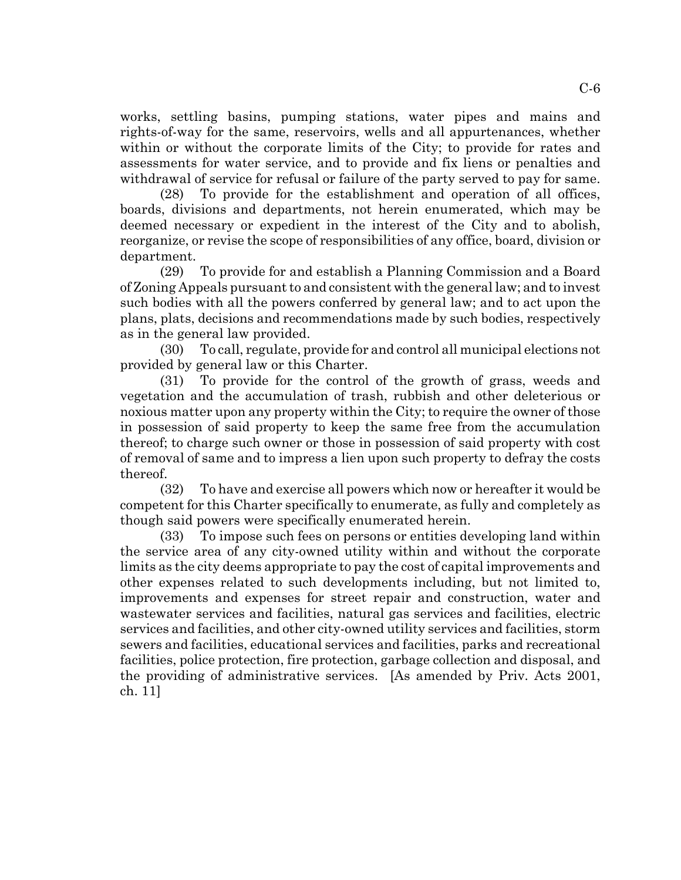works, settling basins, pumping stations, water pipes and mains and rights-of-way for the same, reservoirs, wells and all appurtenances, whether within or without the corporate limits of the City; to provide for rates and assessments for water service, and to provide and fix liens or penalties and withdrawal of service for refusal or failure of the party served to pay for same.

(28) To provide for the establishment and operation of all offices, boards, divisions and departments, not herein enumerated, which may be deemed necessary or expedient in the interest of the City and to abolish, reorganize, or revise the scope of responsibilities of any office, board, division or department.

(29) To provide for and establish a Planning Commission and a Board of Zoning Appeals pursuant to and consistent with the general law; and to invest such bodies with all the powers conferred by general law; and to act upon the plans, plats, decisions and recommendations made by such bodies, respectively as in the general law provided.

(30) To call, regulate, provide for and control all municipal elections not provided by general law or this Charter.

(31) To provide for the control of the growth of grass, weeds and vegetation and the accumulation of trash, rubbish and other deleterious or noxious matter upon any property within the City; to require the owner of those in possession of said property to keep the same free from the accumulation thereof; to charge such owner or those in possession of said property with cost of removal of same and to impress a lien upon such property to defray the costs thereof.

(32) To have and exercise all powers which now or hereafter it would be competent for this Charter specifically to enumerate, as fully and completely as though said powers were specifically enumerated herein.

(33) To impose such fees on persons or entities developing land within the service area of any city-owned utility within and without the corporate limits as the city deems appropriate to pay the cost of capital improvements and other expenses related to such developments including, but not limited to, improvements and expenses for street repair and construction, water and wastewater services and facilities, natural gas services and facilities, electric services and facilities, and other city-owned utility services and facilities, storm sewers and facilities, educational services and facilities, parks and recreational facilities, police protection, fire protection, garbage collection and disposal, and the providing of administrative services. [As amended by Priv. Acts 2001, ch. 11]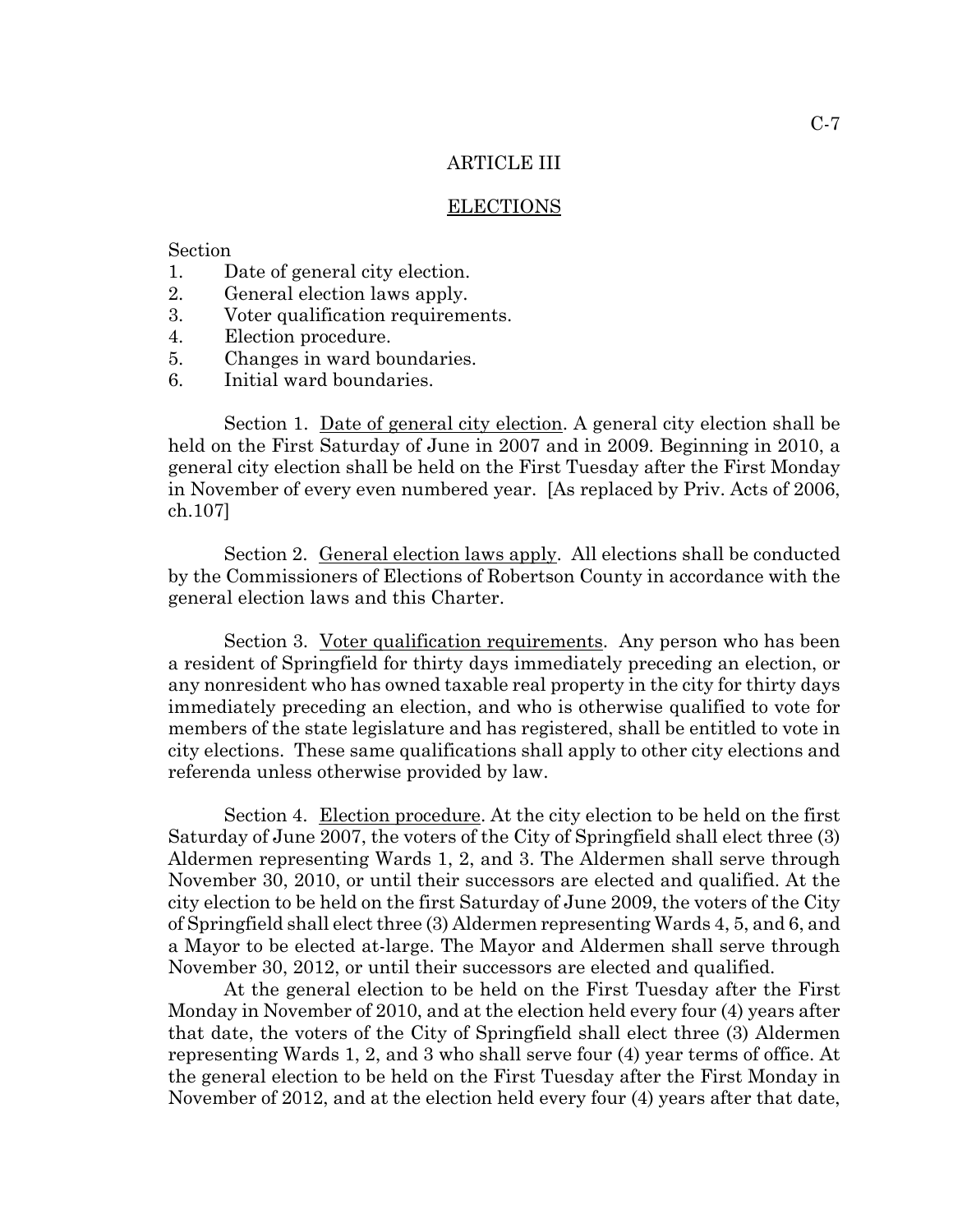# ARTICLE III

## ELECTIONS

Section
1. Date of general city election.
2. General election laws apply.
3. Voter qualification requirements.
4. Election procedure.
5. Changes in ward boundaries.
6. Initial ward boundaries.

Section 1. Date of general city election. A general city election shall be held on the First Saturday of June in 2007 and in 2009. Beginning in 2010, a general city election shall be held on the First Tuesday after the First Monday in November of every even numbered year. [As replaced by Priv. Acts of 2006, ch.107]

Section 2. General election laws apply. All elections shall be conducted by the Commissioners of Elections of Robertson County in accordance with the general election laws and this Charter.

Section 3. Voter qualification requirements. Any person who has been a resident of Springfield for thirty days immediately preceding an election, or any nonresident who has owned taxable real property in the city for thirty days immediately preceding an election, and who is otherwise qualified to vote for members of the state legislature and has registered, shall be entitled to vote in city elections. These same qualifications shall apply to other city elections and referenda unless otherwise provided by law.

Section 4. Election procedure. At the city election to be held on the first Saturday of June 2007, the voters of the City of Springfield shall elect three (3) Aldermen representing Wards 1, 2, and 3. The Aldermen shall serve through November 30, 2010, or until their successors are elected and qualified. At the city election to be held on the first Saturday of June 2009, the voters of the City of Springfield shall elect three (3) Aldermen representing Wards 4, 5, and 6, and a Mayor to be elected at-large. The Mayor and Aldermen shall serve through November 30, 2012, or until their successors are elected and qualified.

At the general election to be held on the First Tuesday after the First Monday in November of 2010, and at the election held every four (4) years after that date, the voters of the City of Springfield shall elect three (3) Aldermen representing Wards 1, 2, and 3 who shall serve four (4) year terms of office. At the general election to be held on the First Tuesday after the First Monday in November of 2012, and at the election held every four (4) years after that date,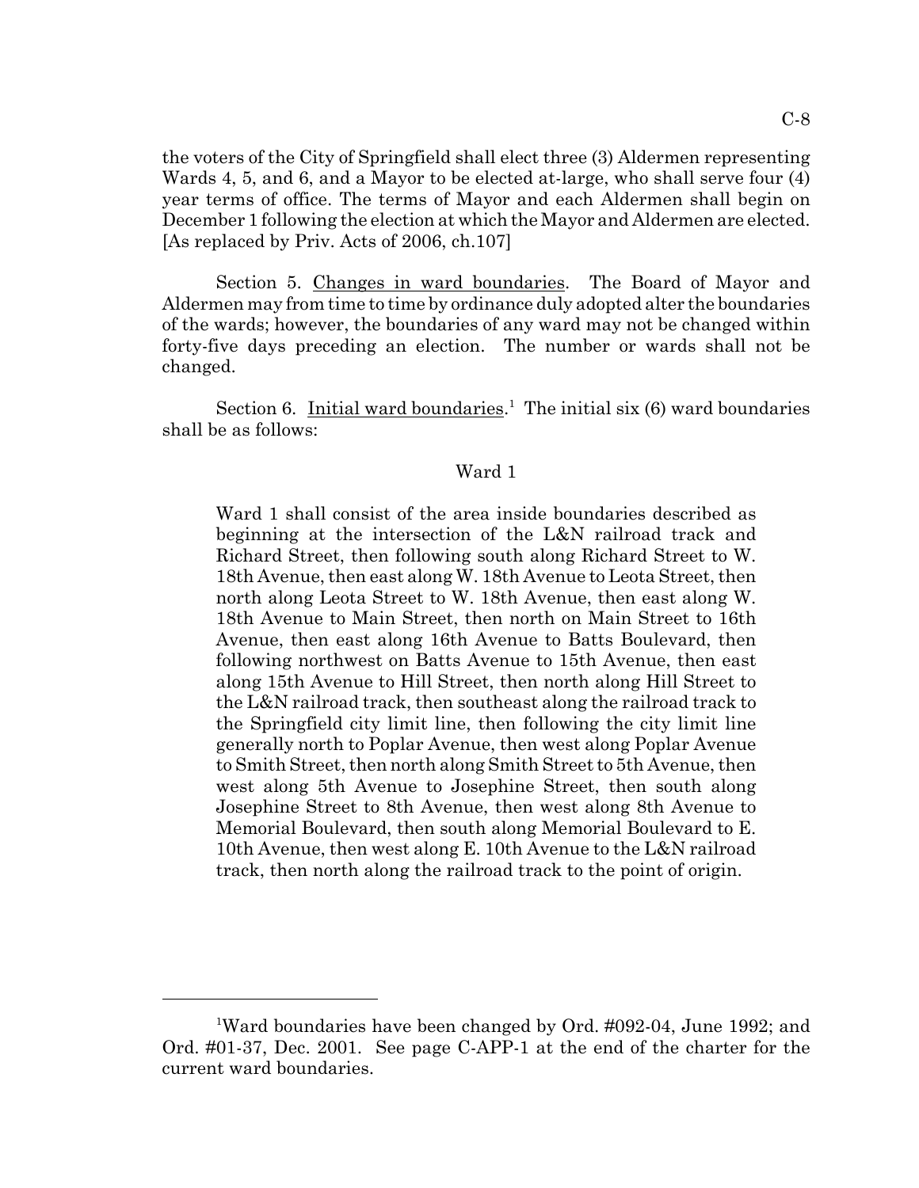the voters of the City of Springfield shall elect three (3) Aldermen representing Wards 4, 5, and 6, and a Mayor to be elected at-large, who shall serve four (4) year terms of office. The terms of Mayor and each Aldermen shall begin on December 1 following the election at which the Mayor and Aldermen are elected. [As replaced by Priv. Acts of 2006, ch.107]

Section 5. Changes in ward boundaries. The Board of Mayor and Aldermen may from time to time by ordinance duly adopted alter the boundaries of the wards; however, the boundaries of any ward may not be changed within forty-five days preceding an election. The number or wards shall not be changed.

Section 6. Initial ward boundaries.[1] The initial six (6) ward boundaries shall be as follows:

Ward 1

> Ward 1 shall consist of the area inside boundaries described as beginning at the intersection of the L&N railroad track and Richard Street, then following south along Richard Street to W. 18th Avenue, then east along W. 18th Avenue to Leota Street, then north along Leota Street to W. 18th Avenue, then east along W. 18th Avenue to Main Street, then north on Main Street to 16th Avenue, then east along 16th Avenue to Batts Boulevard, then following northwest on Batts Avenue to 15th Avenue, then east along 15th Avenue to Hill Street, then north along Hill Street to the L&N railroad track, then southeast along the railroad track to the Springfield city limit line, then following the city limit line generally north to Poplar Avenue, then west along Poplar Avenue to Smith Street, then north along Smith Street to 5th Avenue, then west along 5th Avenue to Josephine Street, then south along Josephine Street to 8th Avenue, then west along 8th Avenue to Memorial Boulevard, then south along Memorial Boulevard to E. 10th Avenue, then west along E. 10th Avenue to the L&N railroad track, then north along the railroad track to the point of origin.

---

[1] Ward boundaries have been changed by Ord. #092-04, June 1992; and Ord. #01-37, Dec. 2001. See page C-APP-1 at the end of the charter for the current ward boundaries.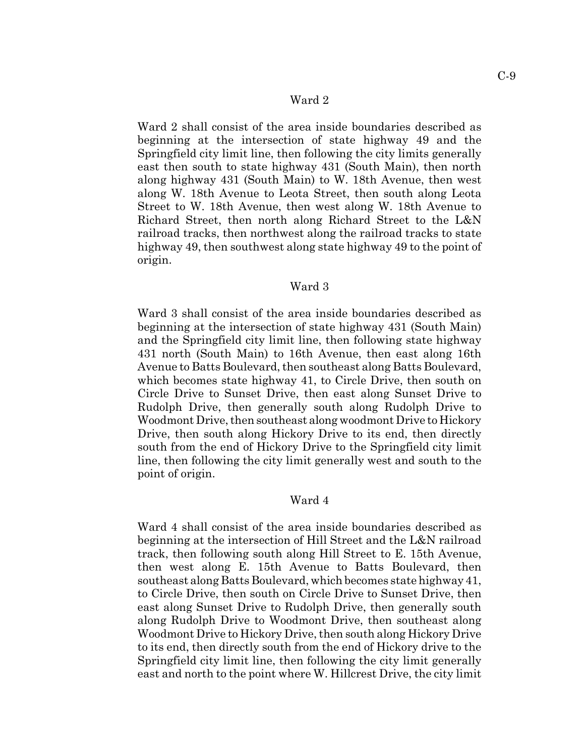## Ward 2

Ward 2 shall consist of the area inside boundaries described as beginning at the intersection of state highway 49 and the Springfield city limit line, then following the city limits generally east then south to state highway 431 (South Main), then north along highway 431 (South Main) to W. 18th Avenue, then west along W. 18th Avenue to Leota Street, then south along Leota Street to W. 18th Avenue, then west along W. 18th Avenue to Richard Street, then north along Richard Street to the L&N railroad tracks, then northwest along the railroad tracks to state highway 49, then southwest along state highway 49 to the point of origin.

## Ward 3

Ward 3 shall consist of the area inside boundaries described as beginning at the intersection of state highway 431 (South Main) and the Springfield city limit line, then following state highway 431 north (South Main) to 16th Avenue, then east along 16th Avenue to Batts Boulevard, then southeast along Batts Boulevard, which becomes state highway 41, to Circle Drive, then south on Circle Drive to Sunset Drive, then east along Sunset Drive to Rudolph Drive, then generally south along Rudolph Drive to Woodmont Drive, then southeast along woodmont Drive to Hickory Drive, then south along Hickory Drive to its end, then directly south from the end of Hickory Drive to the Springfield city limit line, then following the city limit generally west and south to the point of origin.

## Ward 4

Ward 4 shall consist of the area inside boundaries described as beginning at the intersection of Hill Street and the L&N railroad track, then following south along Hill Street to E. 15th Avenue, then west along E. 15th Avenue to Batts Boulevard, then southeast along Batts Boulevard, which becomes state highway 41, to Circle Drive, then south on Circle Drive to Sunset Drive, then east along Sunset Drive to Rudolph Drive, then generally south along Rudolph Drive to Woodmont Drive, then southeast along Woodmont Drive to Hickory Drive, then south along Hickory Drive to its end, then directly south from the end of Hickory drive to the Springfield city limit line, then following the city limit generally east and north to the point where W. Hillcrest Drive, the city limit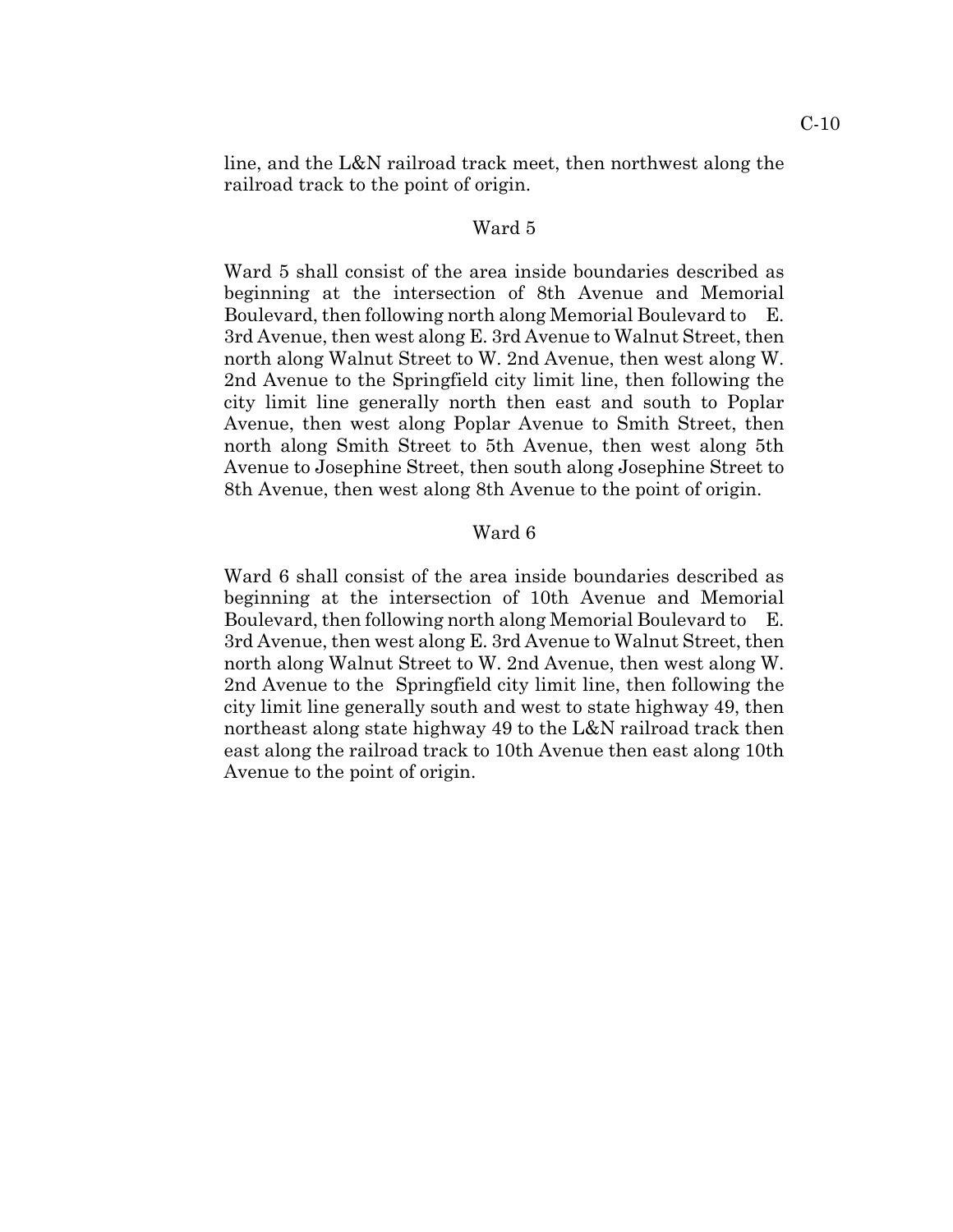line, and the L&N railroad track meet, then northwest along the railroad track to the point of origin.

## Ward 5

Ward 5 shall consist of the area inside boundaries described as beginning at the intersection of 8th Avenue and Memorial Boulevard, then following north along Memorial Boulevard to E. 3rd Avenue, then west along E. 3rd Avenue to Walnut Street, then north along Walnut Street to W. 2nd Avenue, then west along W. 2nd Avenue to the Springfield city limit line, then following the city limit line generally north then east and south to Poplar Avenue, then west along Poplar Avenue to Smith Street, then north along Smith Street to 5th Avenue, then west along 5th Avenue to Josephine Street, then south along Josephine Street to 8th Avenue, then west along 8th Avenue to the point of origin.

## Ward 6

Ward 6 shall consist of the area inside boundaries described as beginning at the intersection of 10th Avenue and Memorial Boulevard, then following north along Memorial Boulevard to E. 3rd Avenue, then west along E. 3rd Avenue to Walnut Street, then north along Walnut Street to W. 2nd Avenue, then west along W. 2nd Avenue to the Springfield city limit line, then following the city limit line generally south and west to state highway 49, then northeast along state highway 49 to the L&N railroad track then east along the railroad track to 10th Avenue then east along 10th Avenue to the point of origin.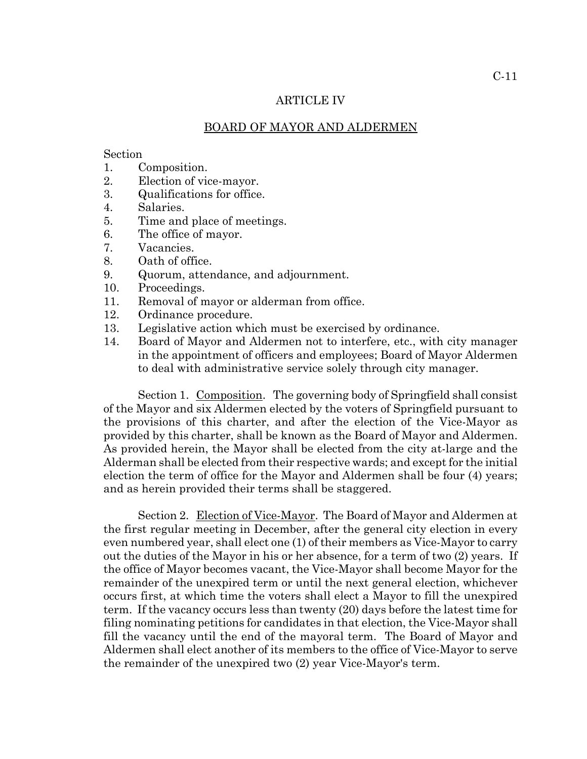# ARTICLE IV

## BOARD OF MAYOR AND ALDERMEN

Section
1. Composition.
2. Election of vice-mayor.
3. Qualifications for office.
4. Salaries.
5. Time and place of meetings.
6. The office of mayor.
7. Vacancies.
8. Oath of office.
9. Quorum, attendance, and adjournment.
10. Proceedings.
11. Removal of mayor or alderman from office.
12. Ordinance procedure.
13. Legislative action which must be exercised by ordinance.
14. Board of Mayor and Aldermen not to interfere, etc., with city manager in the appointment of officers and employees; Board of Mayor Aldermen to deal with administrative service solely through city manager.

Section 1. Composition. The governing body of Springfield shall consist of the Mayor and six Aldermen elected by the voters of Springfield pursuant to the provisions of this charter, and after the election of the Vice-Mayor as provided by this charter, shall be known as the Board of Mayor and Aldermen. As provided herein, the Mayor shall be elected from the city at-large and the Alderman shall be elected from their respective wards; and except for the initial election the term of office for the Mayor and Aldermen shall be four (4) years; and as herein provided their terms shall be staggered.

Section 2. Election of Vice-Mayor. The Board of Mayor and Aldermen at the first regular meeting in December, after the general city election in every even numbered year, shall elect one (1) of their members as Vice-Mayor to carry out the duties of the Mayor in his or her absence, for a term of two (2) years. If the office of Mayor becomes vacant, the Vice-Mayor shall become Mayor for the remainder of the unexpired term or until the next general election, whichever occurs first, at which time the voters shall elect a Mayor to fill the unexpired term. If the vacancy occurs less than twenty (20) days before the latest time for filing nominating petitions for candidates in that election, the Vice-Mayor shall fill the vacancy until the end of the mayoral term. The Board of Mayor and Aldermen shall elect another of its members to the office of Vice-Mayor to serve the remainder of the unexpired two (2) year Vice-Mayor's term.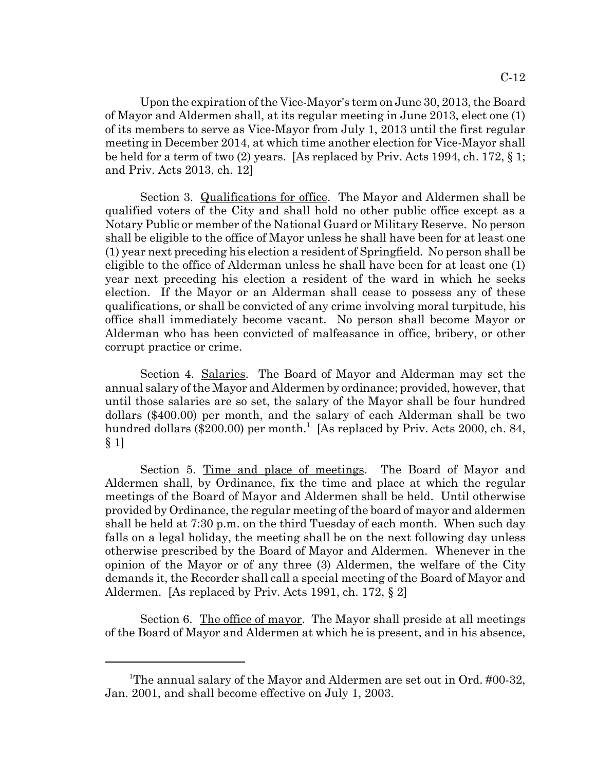Upon the expiration of the Vice-Mayor's term on June 30, 2013, the Board of Mayor and Aldermen shall, at its regular meeting in June 2013, elect one (1) of its members to serve as Vice-Mayor from July 1, 2013 until the first regular meeting in December 2014, at which time another election for Vice-Mayor shall be held for a term of two (2) years. [As replaced by Priv. Acts 1994, ch. 172, § 1; and Priv. Acts 2013, ch. 12]

Section 3. <u>Qualifications for office</u>. The Mayor and Aldermen shall be qualified voters of the City and shall hold no other public office except as a Notary Public or member of the National Guard or Military Reserve. No person shall be eligible to the office of Mayor unless he shall have been for at least one (1) year next preceding his election a resident of Springfield. No person shall be eligible to the office of Alderman unless he shall have been for at least one (1) year next preceding his election a resident of the ward in which he seeks election. If the Mayor or an Alderman shall cease to possess any of these qualifications, or shall be convicted of any crime involving moral turpitude, his office shall immediately become vacant. No person shall become Mayor or Alderman who has been convicted of malfeasance in office, bribery, or other corrupt practice or crime.

Section 4. <u>Salaries</u>. The Board of Mayor and Alderman may set the annual salary of the Mayor and Aldermen by ordinance; provided, however, that until those salaries are so set, the salary of the Mayor shall be four hundred dollars ($400.00) per month, and the salary of each Alderman shall be two hundred dollars ($200.00) per month.[1] [As replaced by Priv. Acts 2000, ch. 84, § 1]

Section 5. <u>Time and place of meetings</u>. The Board of Mayor and Aldermen shall, by Ordinance, fix the time and place at which the regular meetings of the Board of Mayor and Aldermen shall be held. Until otherwise provided by Ordinance, the regular meeting of the board of mayor and aldermen shall be held at 7:30 p.m. on the third Tuesday of each month. When such day falls on a legal holiday, the meeting shall be on the next following day unless otherwise prescribed by the Board of Mayor and Aldermen. Whenever in the opinion of the Mayor or of any three (3) Aldermen, the welfare of the City demands it, the Recorder shall call a special meeting of the Board of Mayor and Aldermen. [As replaced by Priv. Acts 1991, ch. 172, § 2]

Section 6. <u>The office of mayor</u>. The Mayor shall preside at all meetings of the Board of Mayor and Aldermen at which he is present, and in his absence,

---

[1]The annual salary of the Mayor and Aldermen are set out in Ord. #00-32, Jan. 2001, and shall become effective on July 1, 2003.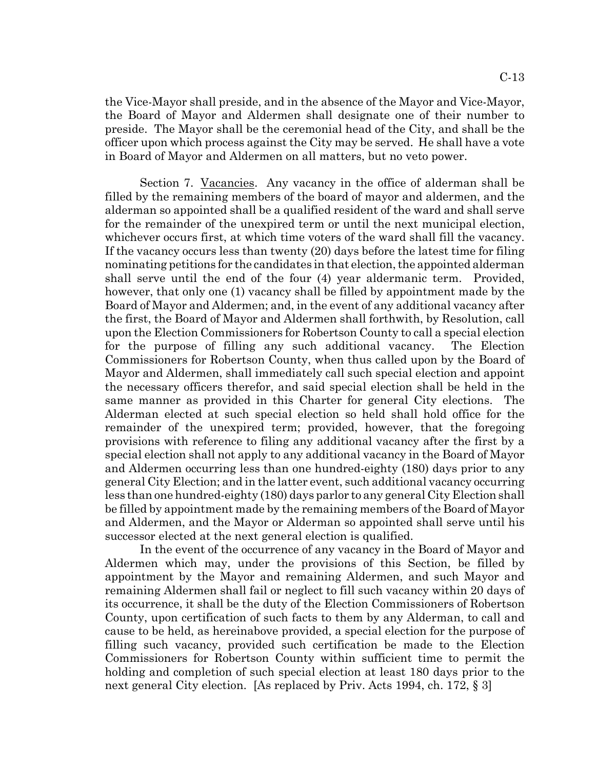the Vice-Mayor shall preside, and in the absence of the Mayor and Vice-Mayor, the Board of Mayor and Aldermen shall designate one of their number to preside. The Mayor shall be the ceremonial head of the City, and shall be the officer upon which process against the City may be served. He shall have a vote in Board of Mayor and Aldermen on all matters, but no veto power.

Section 7. Vacancies. Any vacancy in the office of alderman shall be filled by the remaining members of the board of mayor and aldermen, and the alderman so appointed shall be a qualified resident of the ward and shall serve for the remainder of the unexpired term or until the next municipal election, whichever occurs first, at which time voters of the ward shall fill the vacancy. If the vacancy occurs less than twenty (20) days before the latest time for filing nominating petitions for the candidates in that election, the appointed alderman shall serve until the end of the four (4) year aldermanic term. Provided, however, that only one (1) vacancy shall be filled by appointment made by the Board of Mayor and Aldermen; and, in the event of any additional vacancy after the first, the Board of Mayor and Aldermen shall forthwith, by Resolution, call upon the Election Commissioners for Robertson County to call a special election for the purpose of filling any such additional vacancy. The Election Commissioners for Robertson County, when thus called upon by the Board of Mayor and Aldermen, shall immediately call such special election and appoint the necessary officers therefor, and said special election shall be held in the same manner as provided in this Charter for general City elections. The Alderman elected at such special election so held shall hold office for the remainder of the unexpired term; provided, however, that the foregoing provisions with reference to filing any additional vacancy after the first by a special election shall not apply to any additional vacancy in the Board of Mayor and Aldermen occurring less than one hundred-eighty (180) days prior to any general City Election; and in the latter event, such additional vacancy occurring less than one hundred-eighty (180) days parlor to any general City Election shall be filled by appointment made by the remaining members of the Board of Mayor and Aldermen, and the Mayor or Alderman so appointed shall serve until his successor elected at the next general election is qualified.

In the event of the occurrence of any vacancy in the Board of Mayor and Aldermen which may, under the provisions of this Section, be filled by appointment by the Mayor and remaining Aldermen, and such Mayor and remaining Aldermen shall fail or neglect to fill such vacancy within 20 days of its occurrence, it shall be the duty of the Election Commissioners of Robertson County, upon certification of such facts to them by any Alderman, to call and cause to be held, as hereinabove provided, a special election for the purpose of filling such vacancy, provided such certification be made to the Election Commissioners for Robertson County within sufficient time to permit the holding and completion of such special election at least 180 days prior to the next general City election. [As replaced by Priv. Acts 1994, ch. 172, § 3]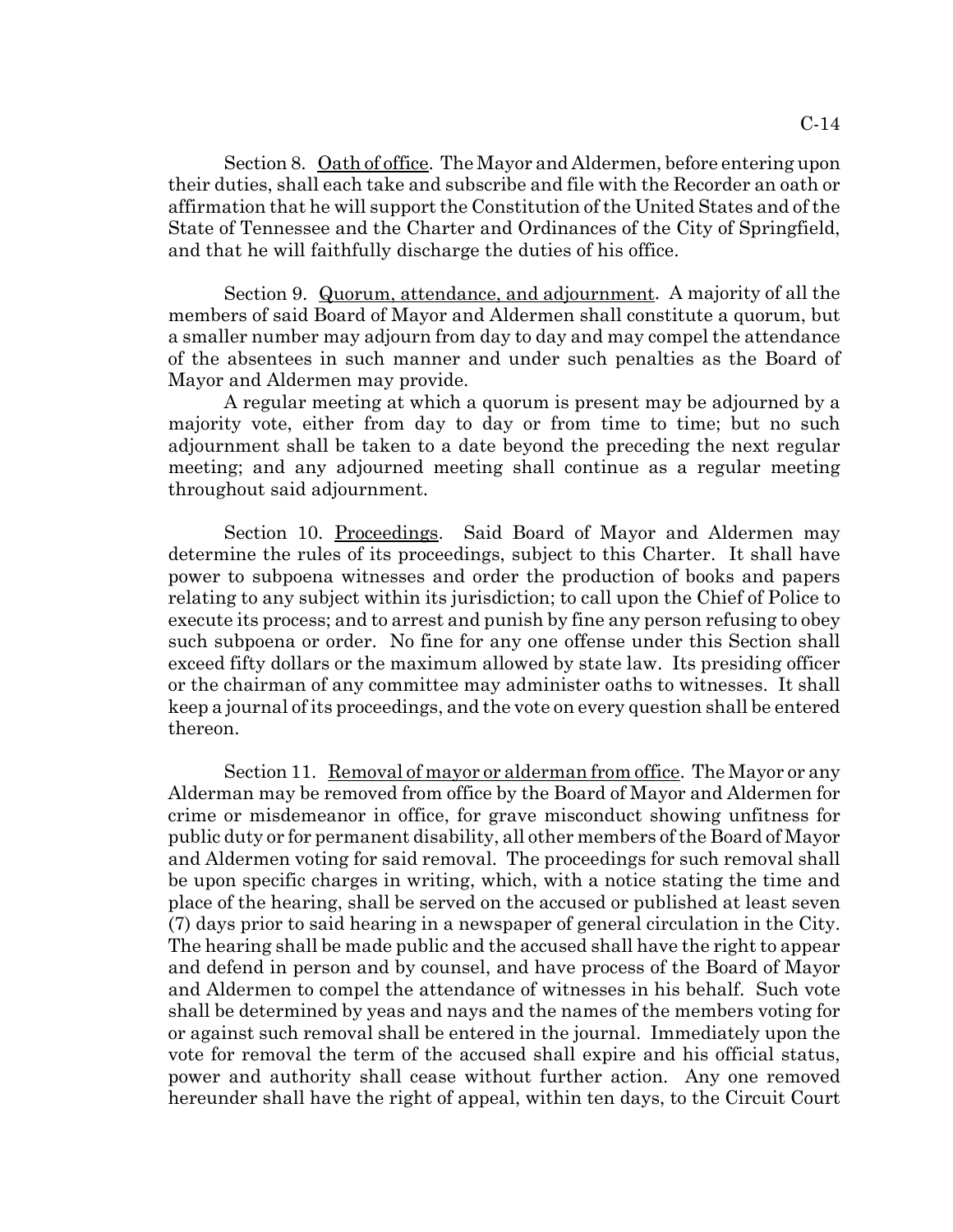Section 8. <u>Oath of office</u>. The Mayor and Aldermen, before entering upon their duties, shall each take and subscribe and file with the Recorder an oath or affirmation that he will support the Constitution of the United States and of the State of Tennessee and the Charter and Ordinances of the City of Springfield, and that he will faithfully discharge the duties of his office.

Section 9. <u>Quorum, attendance, and adjournment</u>. A majority of all the members of said Board of Mayor and Aldermen shall constitute a quorum, but a smaller number may adjourn from day to day and may compel the attendance of the absentees in such manner and under such penalties as the Board of Mayor and Aldermen may provide.

A regular meeting at which a quorum is present may be adjourned by a majority vote, either from day to day or from time to time; but no such adjournment shall be taken to a date beyond the preceding the next regular meeting; and any adjourned meeting shall continue as a regular meeting throughout said adjournment.

Section 10. <u>Proceedings</u>. Said Board of Mayor and Aldermen may determine the rules of its proceedings, subject to this Charter. It shall have power to subpoena witnesses and order the production of books and papers relating to any subject within its jurisdiction; to call upon the Chief of Police to execute its process; and to arrest and punish by fine any person refusing to obey such subpoena or order. No fine for any one offense under this Section shall exceed fifty dollars or the maximum allowed by state law. Its presiding officer or the chairman of any committee may administer oaths to witnesses. It shall keep a journal of its proceedings, and the vote on every question shall be entered thereon.

Section 11. <u>Removal of mayor or alderman from office</u>. The Mayor or any Alderman may be removed from office by the Board of Mayor and Aldermen for crime or misdemeanor in office, for grave misconduct showing unfitness for public duty or for permanent disability, all other members of the Board of Mayor and Aldermen voting for said removal. The proceedings for such removal shall be upon specific charges in writing, which, with a notice stating the time and place of the hearing, shall be served on the accused or published at least seven (7) days prior to said hearing in a newspaper of general circulation in the City. The hearing shall be made public and the accused shall have the right to appear and defend in person and by counsel, and have process of the Board of Mayor and Aldermen to compel the attendance of witnesses in his behalf. Such vote shall be determined by yeas and nays and the names of the members voting for or against such removal shall be entered in the journal. Immediately upon the vote for removal the term of the accused shall expire and his official status, power and authority shall cease without further action. Any one removed hereunder shall have the right of appeal, within ten days, to the Circuit Court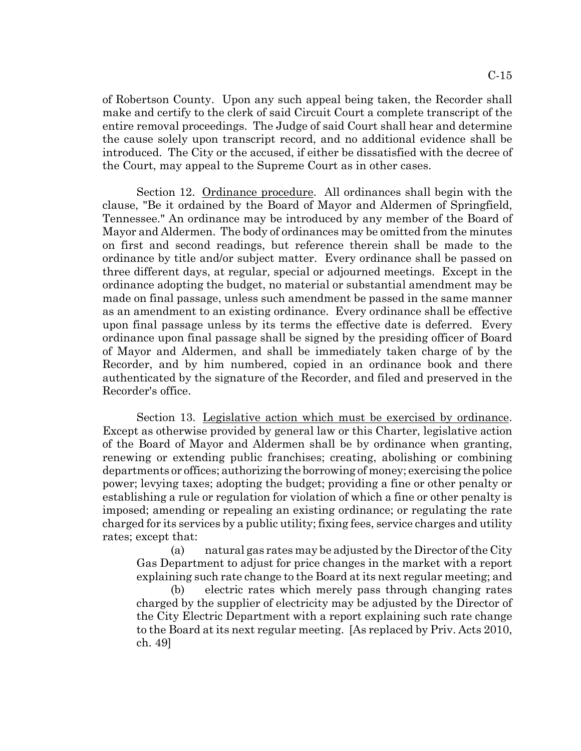of Robertson County. Upon any such appeal being taken, the Recorder shall make and certify to the clerk of said Circuit Court a complete transcript of the entire removal proceedings. The Judge of said Court shall hear and determine the cause solely upon transcript record, and no additional evidence shall be introduced. The City or the accused, if either be dissatisfied with the decree of the Court, may appeal to the Supreme Court as in other cases.

Section 12. Ordinance procedure. All ordinances shall begin with the clause, "Be it ordained by the Board of Mayor and Aldermen of Springfield, Tennessee." An ordinance may be introduced by any member of the Board of Mayor and Aldermen. The body of ordinances may be omitted from the minutes on first and second readings, but reference therein shall be made to the ordinance by title and/or subject matter. Every ordinance shall be passed on three different days, at regular, special or adjourned meetings. Except in the ordinance adopting the budget, no material or substantial amendment may be made on final passage, unless such amendment be passed in the same manner as an amendment to an existing ordinance. Every ordinance shall be effective upon final passage unless by its terms the effective date is deferred. Every ordinance upon final passage shall be signed by the presiding officer of Board of Mayor and Aldermen, and shall be immediately taken charge of by the Recorder, and by him numbered, copied in an ordinance book and there authenticated by the signature of the Recorder, and filed and preserved in the Recorder's office.

Section 13. Legislative action which must be exercised by ordinance. Except as otherwise provided by general law or this Charter, legislative action of the Board of Mayor and Aldermen shall be by ordinance when granting, renewing or extending public franchises; creating, abolishing or combining departments or offices; authorizing the borrowing of money; exercising the police power; levying taxes; adopting the budget; providing a fine or other penalty or establishing a rule or regulation for violation of which a fine or other penalty is imposed; amending or repealing an existing ordinance; or regulating the rate charged for its services by a public utility; fixing fees, service charges and utility rates; except that:

(a) natural gas rates may be adjusted by the Director of the City Gas Department to adjust for price changes in the market with a report explaining such rate change to the Board at its next regular meeting; and

(b) electric rates which merely pass through changing rates charged by the supplier of electricity may be adjusted by the Director of the City Electric Department with a report explaining such rate change to the Board at its next regular meeting. [As replaced by Priv. Acts 2010, ch. 49]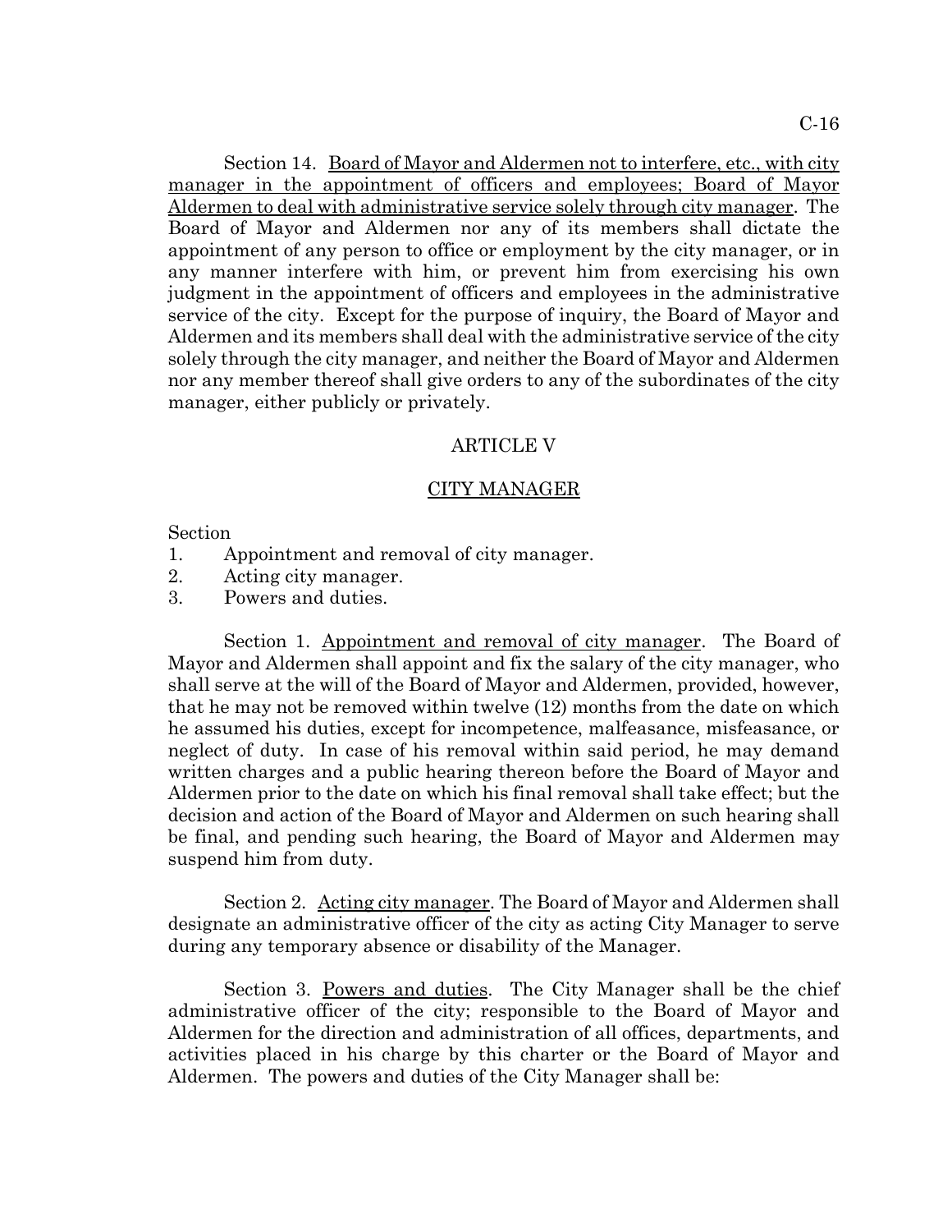Section 14. Board of Mayor and Aldermen not to interfere, etc., with city manager in the appointment of officers and employees; Board of Mayor Aldermen to deal with administrative service solely through city manager. The Board of Mayor and Aldermen nor any of its members shall dictate the appointment of any person to office or employment by the city manager, or in any manner interfere with him, or prevent him from exercising his own judgment in the appointment of officers and employees in the administrative service of the city. Except for the purpose of inquiry, the Board of Mayor and Aldermen and its members shall deal with the administrative service of the city solely through the city manager, and neither the Board of Mayor and Aldermen nor any member thereof shall give orders to any of the subordinates of the city manager, either publicly or privately.

## ARTICLE V

## CITY MANAGER

Section
1. Appointment and removal of city manager.
2. Acting city manager.
3. Powers and duties.

Section 1. Appointment and removal of city manager. The Board of Mayor and Aldermen shall appoint and fix the salary of the city manager, who shall serve at the will of the Board of Mayor and Aldermen, provided, however, that he may not be removed within twelve (12) months from the date on which he assumed his duties, except for incompetence, malfeasance, misfeasance, or neglect of duty. In case of his removal within said period, he may demand written charges and a public hearing thereon before the Board of Mayor and Aldermen prior to the date on which his final removal shall take effect; but the decision and action of the Board of Mayor and Aldermen on such hearing shall be final, and pending such hearing, the Board of Mayor and Aldermen may suspend him from duty.

Section 2. Acting city manager. The Board of Mayor and Aldermen shall designate an administrative officer of the city as acting City Manager to serve during any temporary absence or disability of the Manager.

Section 3. Powers and duties. The City Manager shall be the chief administrative officer of the city; responsible to the Board of Mayor and Aldermen for the direction and administration of all offices, departments, and activities placed in his charge by this charter or the Board of Mayor and Aldermen. The powers and duties of the City Manager shall be: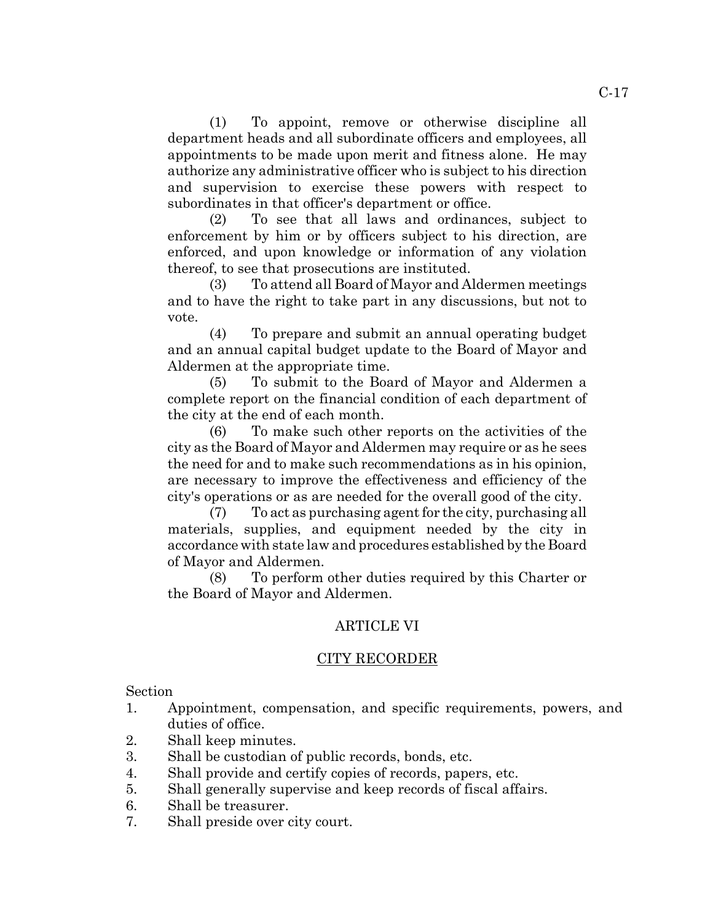(1) To appoint, remove or otherwise discipline all department heads and all subordinate officers and employees, all appointments to be made upon merit and fitness alone. He may authorize any administrative officer who is subject to his direction and supervision to exercise these powers with respect to subordinates in that officer's department or office.

(2) To see that all laws and ordinances, subject to enforcement by him or by officers subject to his direction, are enforced, and upon knowledge or information of any violation thereof, to see that prosecutions are instituted.

(3) To attend all Board of Mayor and Aldermen meetings and to have the right to take part in any discussions, but not to vote.

(4) To prepare and submit an annual operating budget and an annual capital budget update to the Board of Mayor and Aldermen at the appropriate time.

(5) To submit to the Board of Mayor and Aldermen a complete report on the financial condition of each department of the city at the end of each month.

(6) To make such other reports on the activities of the city as the Board of Mayor and Aldermen may require or as he sees the need for and to make such recommendations as in his opinion, are necessary to improve the effectiveness and efficiency of the city's operations or as are needed for the overall good of the city.

(7) To act as purchasing agent for the city, purchasing all materials, supplies, and equipment needed by the city in accordance with state law and procedures established by the Board of Mayor and Aldermen.

(8) To perform other duties required by this Charter or the Board of Mayor and Aldermen.

## ARTICLE VI

## CITY RECORDER

Section

1. Appointment, compensation, and specific requirements, powers, and duties of office.
2. Shall keep minutes.
3. Shall be custodian of public records, bonds, etc.
4. Shall provide and certify copies of records, papers, etc.
5. Shall generally supervise and keep records of fiscal affairs.
6. Shall be treasurer.
7. Shall preside over city court.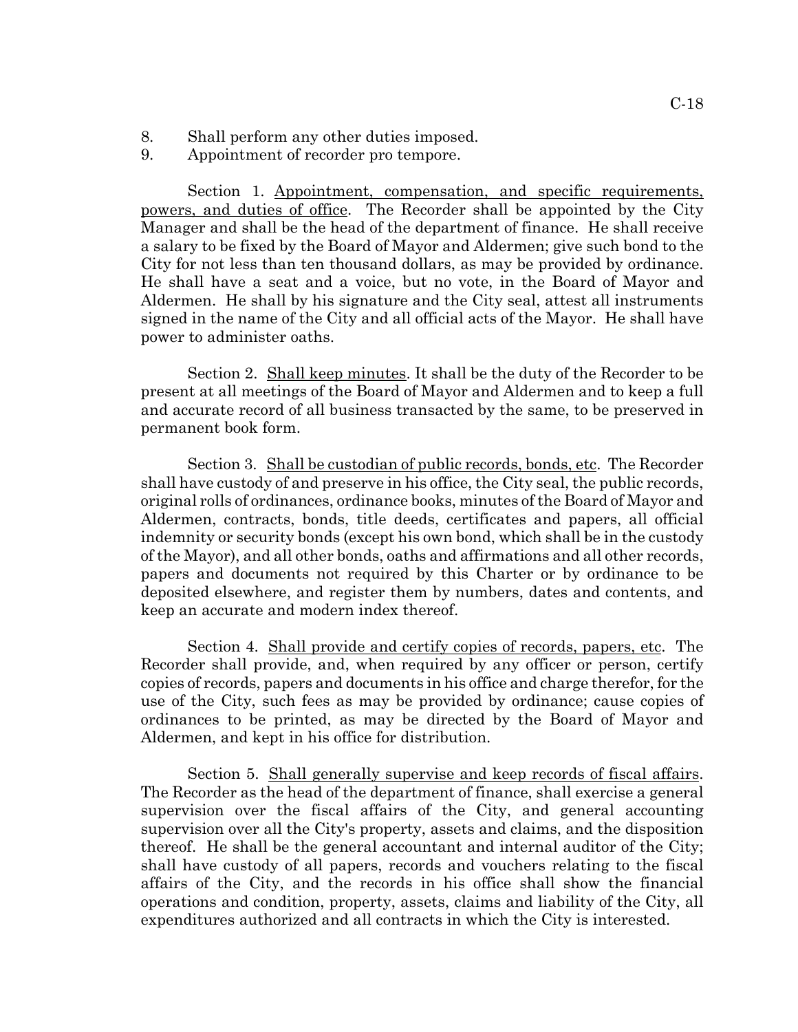8. Shall perform any other duties imposed.
9. Appointment of recorder pro tempore.

Section 1. Appointment, compensation, and specific requirements, powers, and duties of office. The Recorder shall be appointed by the City Manager and shall be the head of the department of finance. He shall receive a salary to be fixed by the Board of Mayor and Aldermen; give such bond to the City for not less than ten thousand dollars, as may be provided by ordinance. He shall have a seat and a voice, but no vote, in the Board of Mayor and Aldermen. He shall by his signature and the City seal, attest all instruments signed in the name of the City and all official acts of the Mayor. He shall have power to administer oaths.

Section 2. Shall keep minutes. It shall be the duty of the Recorder to be present at all meetings of the Board of Mayor and Aldermen and to keep a full and accurate record of all business transacted by the same, to be preserved in permanent book form.

Section 3. Shall be custodian of public records, bonds, etc. The Recorder shall have custody of and preserve in his office, the City seal, the public records, original rolls of ordinances, ordinance books, minutes of the Board of Mayor and Aldermen, contracts, bonds, title deeds, certificates and papers, all official indemnity or security bonds (except his own bond, which shall be in the custody of the Mayor), and all other bonds, oaths and affirmations and all other records, papers and documents not required by this Charter or by ordinance to be deposited elsewhere, and register them by numbers, dates and contents, and keep an accurate and modern index thereof.

Section 4. Shall provide and certify copies of records, papers, etc. The Recorder shall provide, and, when required by any officer or person, certify copies of records, papers and documents in his office and charge therefor, for the use of the City, such fees as may be provided by ordinance; cause copies of ordinances to be printed, as may be directed by the Board of Mayor and Aldermen, and kept in his office for distribution.

Section 5. Shall generally supervise and keep records of fiscal affairs. The Recorder as the head of the department of finance, shall exercise a general supervision over the fiscal affairs of the City, and general accounting supervision over all the City's property, assets and claims, and the disposition thereof. He shall be the general accountant and internal auditor of the City; shall have custody of all papers, records and vouchers relating to the fiscal affairs of the City, and the records in his office shall show the financial operations and condition, property, assets, claims and liability of the City, all expenditures authorized and all contracts in which the City is interested.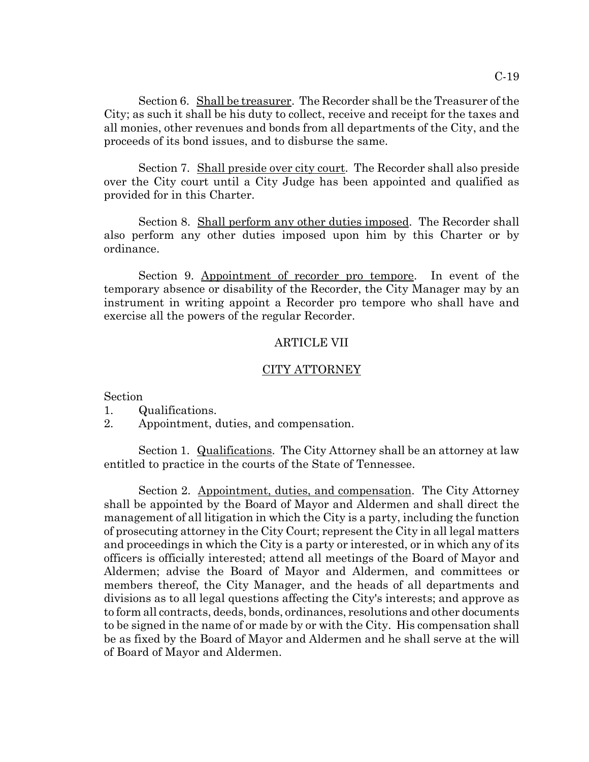Section 6. Shall be treasurer. The Recorder shall be the Treasurer of the City; as such it shall be his duty to collect, receive and receipt for the taxes and all monies, other revenues and bonds from all departments of the City, and the proceeds of its bond issues, and to disburse the same.

Section 7. Shall preside over city court. The Recorder shall also preside over the City court until a City Judge has been appointed and qualified as provided for in this Charter.

Section 8. Shall perform any other duties imposed. The Recorder shall also perform any other duties imposed upon him by this Charter or by ordinance.

Section 9. Appointment of recorder pro tempore. In event of the temporary absence or disability of the Recorder, the City Manager may by an instrument in writing appoint a Recorder pro tempore who shall have and exercise all the powers of the regular Recorder.

## ARTICLE VII

## CITY ATTORNEY

Section
1. Qualifications.
2. Appointment, duties, and compensation.

Section 1. Qualifications. The City Attorney shall be an attorney at law entitled to practice in the courts of the State of Tennessee.

Section 2. Appointment, duties, and compensation. The City Attorney shall be appointed by the Board of Mayor and Aldermen and shall direct the management of all litigation in which the City is a party, including the function of prosecuting attorney in the City Court; represent the City in all legal matters and proceedings in which the City is a party or interested, or in which any of its officers is officially interested; attend all meetings of the Board of Mayor and Aldermen; advise the Board of Mayor and Aldermen, and committees or members thereof, the City Manager, and the heads of all departments and divisions as to all legal questions affecting the City's interests; and approve as to form all contracts, deeds, bonds, ordinances, resolutions and other documents to be signed in the name of or made by or with the City. His compensation shall be as fixed by the Board of Mayor and Aldermen and he shall serve at the will of Board of Mayor and Aldermen.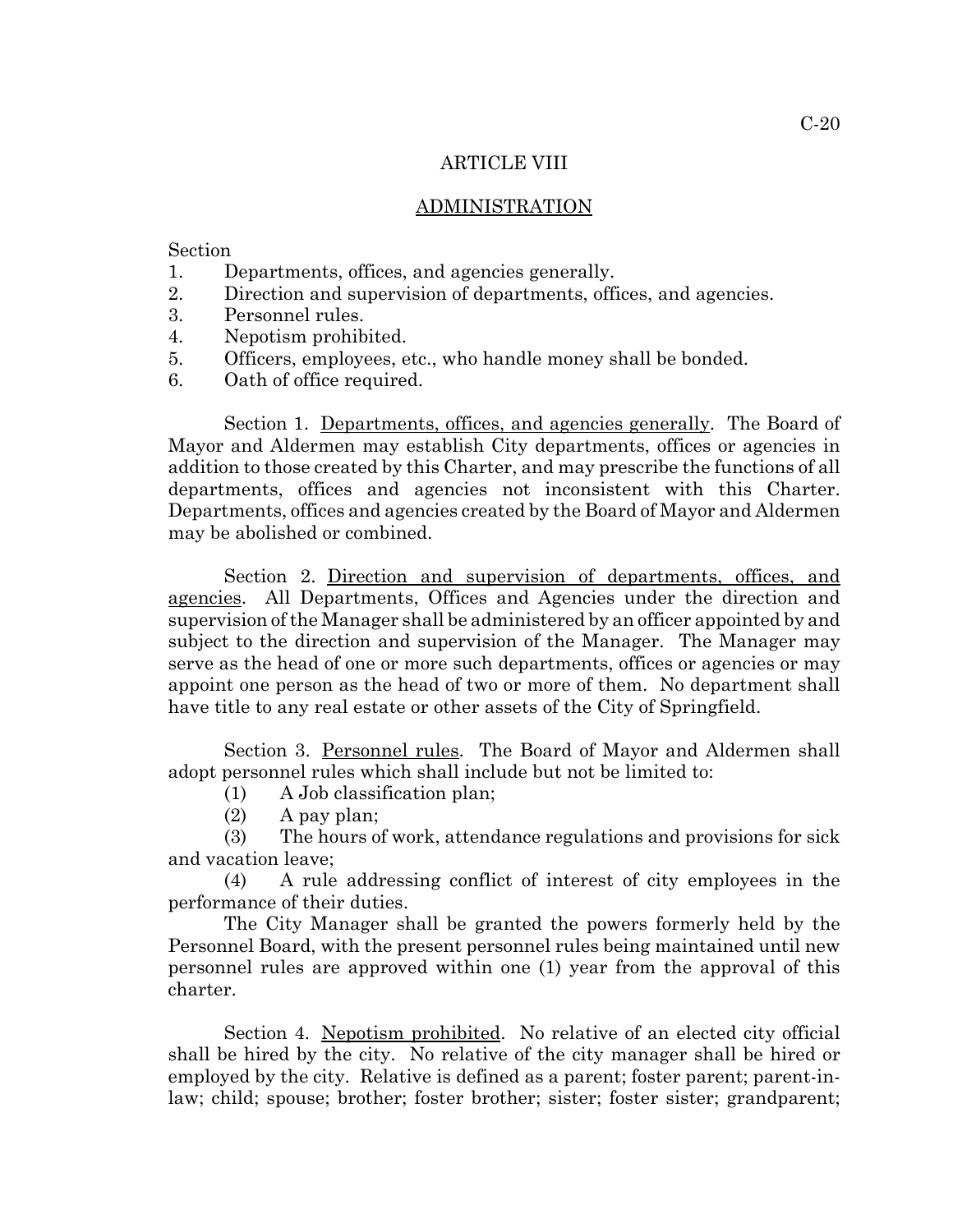# ARTICLE VIII

## ADMINISTRATION

Section
1. Departments, offices, and agencies generally.
2. Direction and supervision of departments, offices, and agencies.
3. Personnel rules.
4. Nepotism prohibited.
5. Officers, employees, etc., who handle money shall be bonded.
6. Oath of office required.

Section 1. Departments, offices, and agencies generally. The Board of Mayor and Aldermen may establish City departments, offices or agencies in addition to those created by this Charter, and may prescribe the functions of all departments, offices and agencies not inconsistent with this Charter. Departments, offices and agencies created by the Board of Mayor and Aldermen may be abolished or combined.

Section 2. Direction and supervision of departments, offices, and agencies. All Departments, Offices and Agencies under the direction and supervision of the Manager shall be administered by an officer appointed by and subject to the direction and supervision of the Manager. The Manager may serve as the head of one or more such departments, offices or agencies or may appoint one person as the head of two or more of them. No department shall have title to any real estate or other assets of the City of Springfield.

Section 3. Personnel rules. The Board of Mayor and Aldermen shall adopt personnel rules which shall include but not be limited to:

(1) A Job classification plan;

(2) A pay plan;

(3) The hours of work, attendance regulations and provisions for sick and vacation leave;

(4) A rule addressing conflict of interest of city employees in the performance of their duties.

The City Manager shall be granted the powers formerly held by the Personnel Board, with the present personnel rules being maintained until new personnel rules are approved within one (1) year from the approval of this charter.

Section 4. Nepotism prohibited. No relative of an elected city official shall be hired by the city. No relative of the city manager shall be hired or employed by the city. Relative is defined as a parent; foster parent; parent-in-law; child; spouse; brother; foster brother; sister; foster sister; grandparent;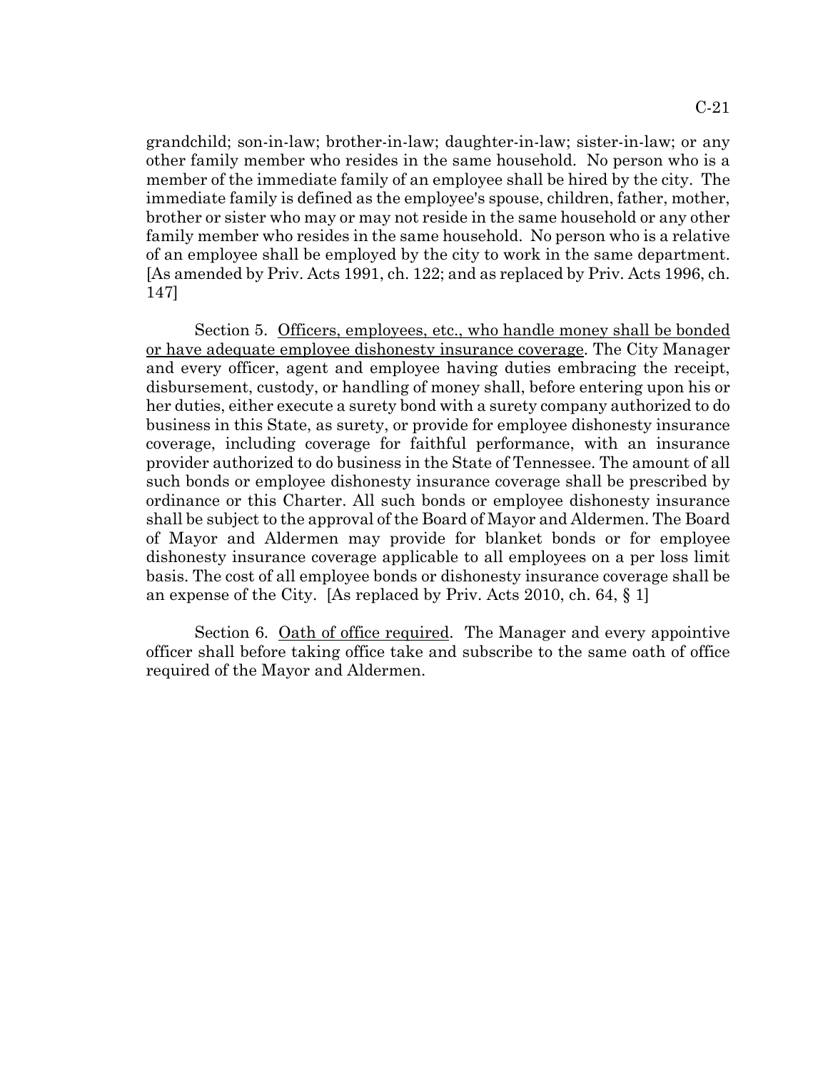grandchild; son-in-law; brother-in-law; daughter-in-law; sister-in-law; or any other family member who resides in the same household. No person who is a member of the immediate family of an employee shall be hired by the city. The immediate family is defined as the employee's spouse, children, father, mother, brother or sister who may or may not reside in the same household or any other family member who resides in the same household. No person who is a relative of an employee shall be employed by the city to work in the same department. [As amended by Priv. Acts 1991, ch. 122; and as replaced by Priv. Acts 1996, ch. 147]

Section 5. Officers, employees, etc., who handle money shall be bonded or have adequate employee dishonesty insurance coverage. The City Manager and every officer, agent and employee having duties embracing the receipt, disbursement, custody, or handling of money shall, before entering upon his or her duties, either execute a surety bond with a surety company authorized to do business in this State, as surety, or provide for employee dishonesty insurance coverage, including coverage for faithful performance, with an insurance provider authorized to do business in the State of Tennessee. The amount of all such bonds or employee dishonesty insurance coverage shall be prescribed by ordinance or this Charter. All such bonds or employee dishonesty insurance shall be subject to the approval of the Board of Mayor and Aldermen. The Board of Mayor and Aldermen may provide for blanket bonds or for employee dishonesty insurance coverage applicable to all employees on a per loss limit basis. The cost of all employee bonds or dishonesty insurance coverage shall be an expense of the City. [As replaced by Priv. Acts 2010, ch. 64, § 1]

Section 6. Oath of office required. The Manager and every appointive officer shall before taking office take and subscribe to the same oath of office required of the Mayor and Aldermen.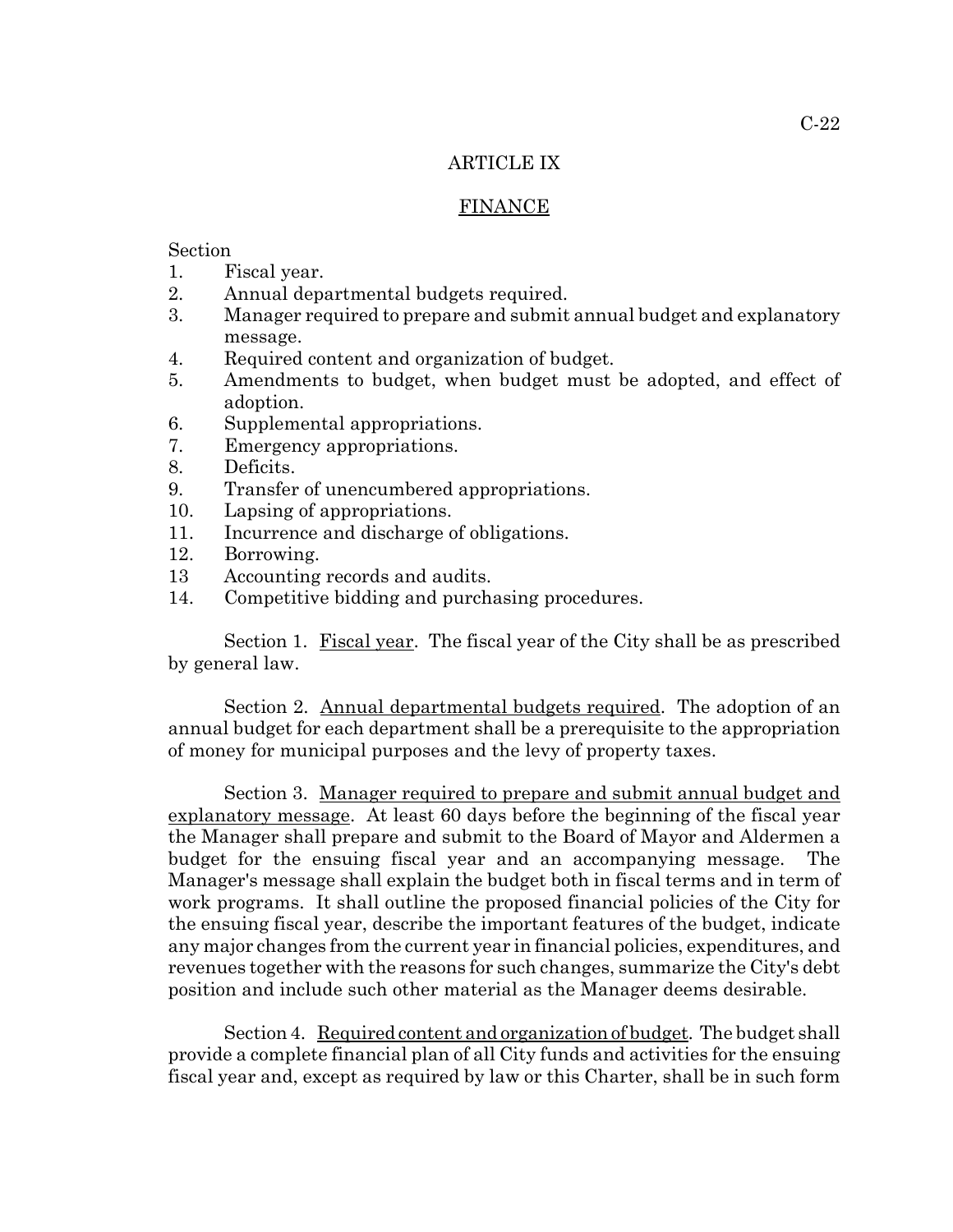# ARTICLE IX

## FINANCE

Section
1. Fiscal year.
2. Annual departmental budgets required.
3. Manager required to prepare and submit annual budget and explanatory message.
4. Required content and organization of budget.
5. Amendments to budget, when budget must be adopted, and effect of adoption.
6. Supplemental appropriations.
7. Emergency appropriations.
8. Deficits.
9. Transfer of unencumbered appropriations.
10. Lapsing of appropriations.
11. Incurrence and discharge of obligations.
12. Borrowing.
13 Accounting records and audits.
14. Competitive bidding and purchasing procedures.

Section 1. Fiscal year. The fiscal year of the City shall be as prescribed by general law.

Section 2. Annual departmental budgets required. The adoption of an annual budget for each department shall be a prerequisite to the appropriation of money for municipal purposes and the levy of property taxes.

Section 3. Manager required to prepare and submit annual budget and explanatory message. At least 60 days before the beginning of the fiscal year the Manager shall prepare and submit to the Board of Mayor and Aldermen a budget for the ensuing fiscal year and an accompanying message. The Manager's message shall explain the budget both in fiscal terms and in term of work programs. It shall outline the proposed financial policies of the City for the ensuing fiscal year, describe the important features of the budget, indicate any major changes from the current year in financial policies, expenditures, and revenues together with the reasons for such changes, summarize the City's debt position and include such other material as the Manager deems desirable.

Section 4. Required content and organization of budget. The budget shall provide a complete financial plan of all City funds and activities for the ensuing fiscal year and, except as required by law or this Charter, shall be in such form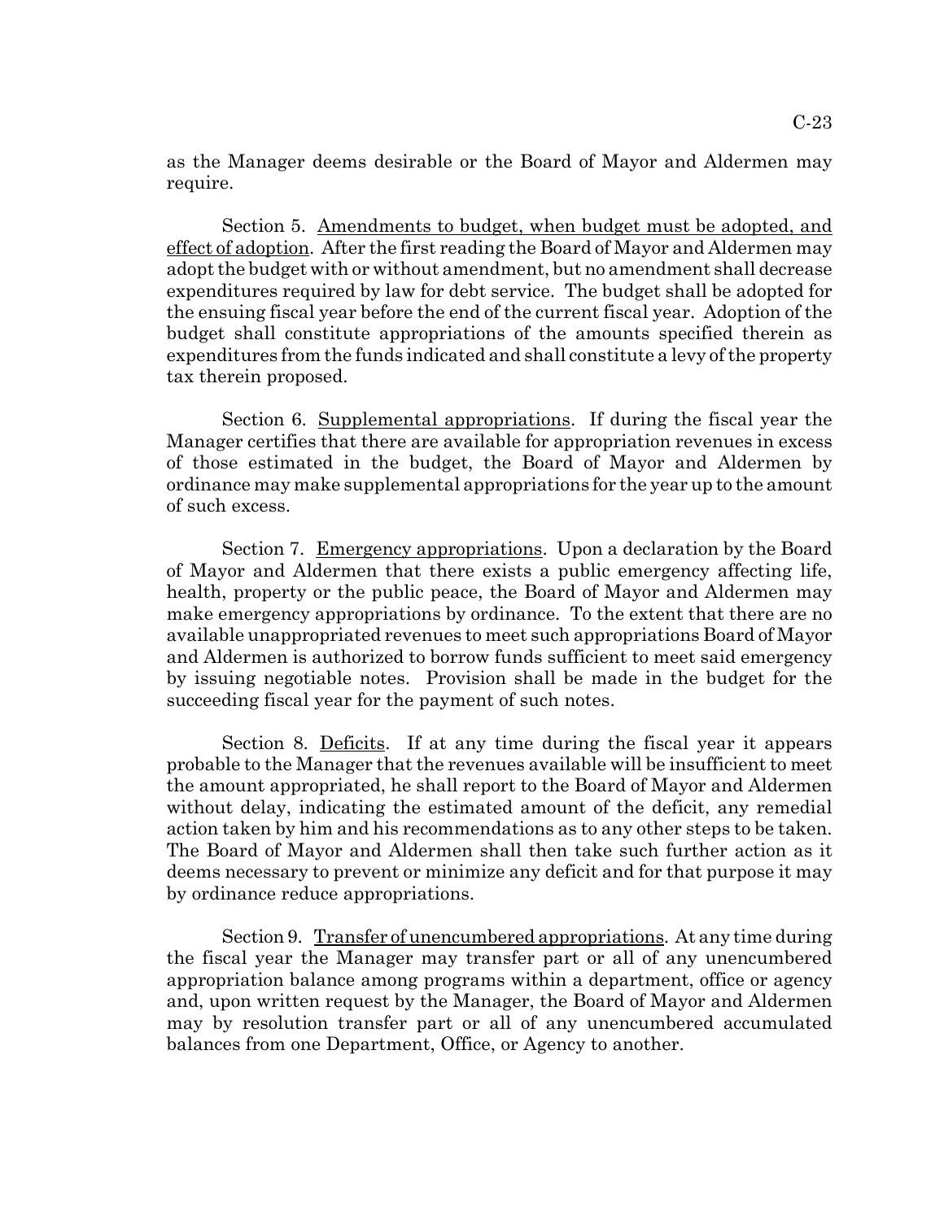as the Manager deems desirable or the Board of Mayor and Aldermen may require.

Section 5. Amendments to budget, when budget must be adopted, and effect of adoption. After the first reading the Board of Mayor and Aldermen may adopt the budget with or without amendment, but no amendment shall decrease expenditures required by law for debt service. The budget shall be adopted for the ensuing fiscal year before the end of the current fiscal year. Adoption of the budget shall constitute appropriations of the amounts specified therein as expenditures from the funds indicated and shall constitute a levy of the property tax therein proposed.

Section 6. Supplemental appropriations. If during the fiscal year the Manager certifies that there are available for appropriation revenues in excess of those estimated in the budget, the Board of Mayor and Aldermen by ordinance may make supplemental appropriations for the year up to the amount of such excess.

Section 7. Emergency appropriations. Upon a declaration by the Board of Mayor and Aldermen that there exists a public emergency affecting life, health, property or the public peace, the Board of Mayor and Aldermen may make emergency appropriations by ordinance. To the extent that there are no available unappropriated revenues to meet such appropriations Board of Mayor and Aldermen is authorized to borrow funds sufficient to meet said emergency by issuing negotiable notes. Provision shall be made in the budget for the succeeding fiscal year for the payment of such notes.

Section 8. Deficits. If at any time during the fiscal year it appears probable to the Manager that the revenues available will be insufficient to meet the amount appropriated, he shall report to the Board of Mayor and Aldermen without delay, indicating the estimated amount of the deficit, any remedial action taken by him and his recommendations as to any other steps to be taken. The Board of Mayor and Aldermen shall then take such further action as it deems necessary to prevent or minimize any deficit and for that purpose it may by ordinance reduce appropriations.

Section 9. Transfer of unencumbered appropriations. At any time during the fiscal year the Manager may transfer part or all of any unencumbered appropriation balance among programs within a department, office or agency and, upon written request by the Manager, the Board of Mayor and Aldermen may by resolution transfer part or all of any unencumbered accumulated balances from one Department, Office, or Agency to another.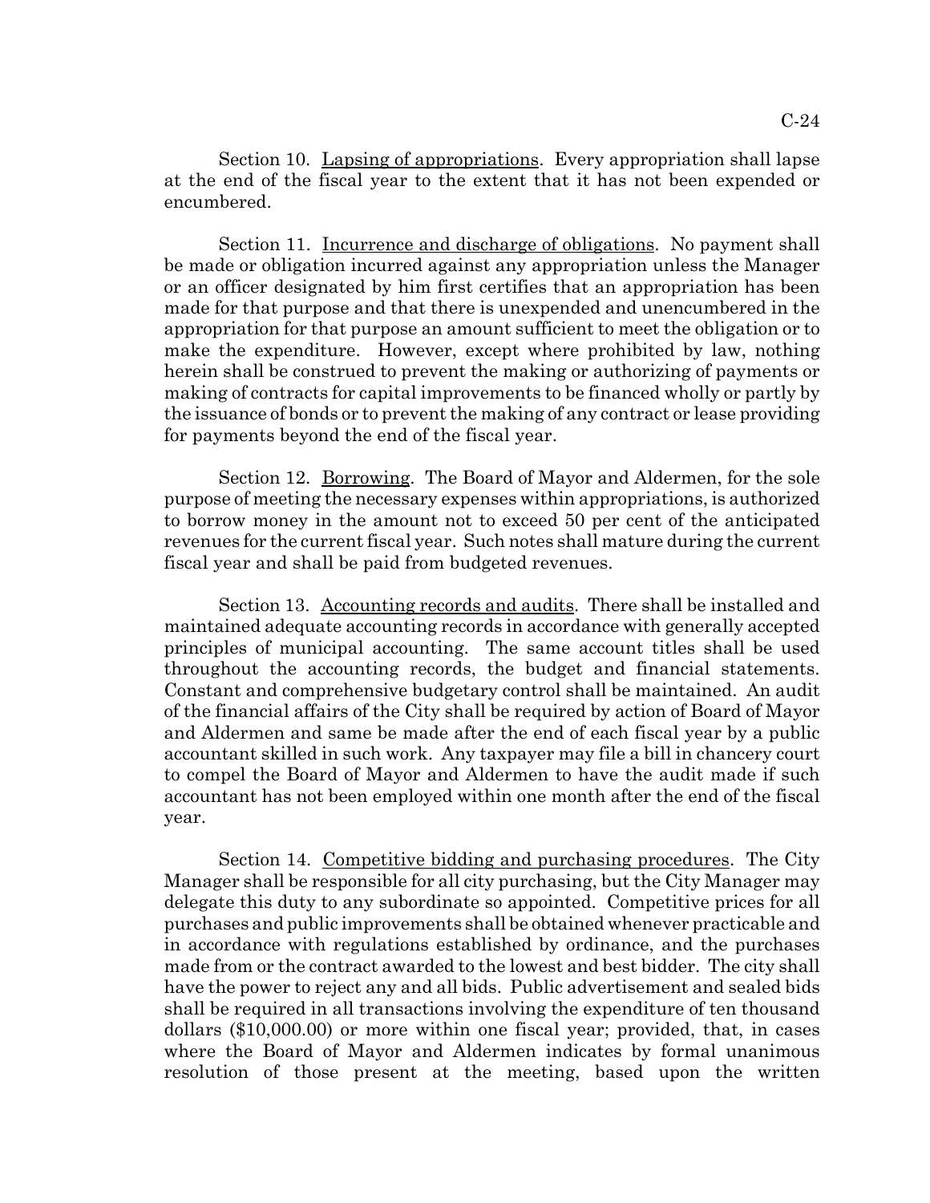Section 10. Lapsing of appropriations. Every appropriation shall lapse at the end of the fiscal year to the extent that it has not been expended or encumbered.

Section 11. Incurrence and discharge of obligations. No payment shall be made or obligation incurred against any appropriation unless the Manager or an officer designated by him first certifies that an appropriation has been made for that purpose and that there is unexpended and unencumbered in the appropriation for that purpose an amount sufficient to meet the obligation or to make the expenditure. However, except where prohibited by law, nothing herein shall be construed to prevent the making or authorizing of payments or making of contracts for capital improvements to be financed wholly or partly by the issuance of bonds or to prevent the making of any contract or lease providing for payments beyond the end of the fiscal year.

Section 12. Borrowing. The Board of Mayor and Aldermen, for the sole purpose of meeting the necessary expenses within appropriations, is authorized to borrow money in the amount not to exceed 50 per cent of the anticipated revenues for the current fiscal year. Such notes shall mature during the current fiscal year and shall be paid from budgeted revenues.

Section 13. Accounting records and audits. There shall be installed and maintained adequate accounting records in accordance with generally accepted principles of municipal accounting. The same account titles shall be used throughout the accounting records, the budget and financial statements. Constant and comprehensive budgetary control shall be maintained. An audit of the financial affairs of the City shall be required by action of Board of Mayor and Aldermen and same be made after the end of each fiscal year by a public accountant skilled in such work. Any taxpayer may file a bill in chancery court to compel the Board of Mayor and Aldermen to have the audit made if such accountant has not been employed within one month after the end of the fiscal year.

Section 14. Competitive bidding and purchasing procedures. The City Manager shall be responsible for all city purchasing, but the City Manager may delegate this duty to any subordinate so appointed. Competitive prices for all purchases and public improvements shall be obtained whenever practicable and in accordance with regulations established by ordinance, and the purchases made from or the contract awarded to the lowest and best bidder. The city shall have the power to reject any and all bids. Public advertisement and sealed bids shall be required in all transactions involving the expenditure of ten thousand dollars ($10,000.00) or more within one fiscal year; provided, that, in cases where the Board of Mayor and Aldermen indicates by formal unanimous resolution of those present at the meeting, based upon the written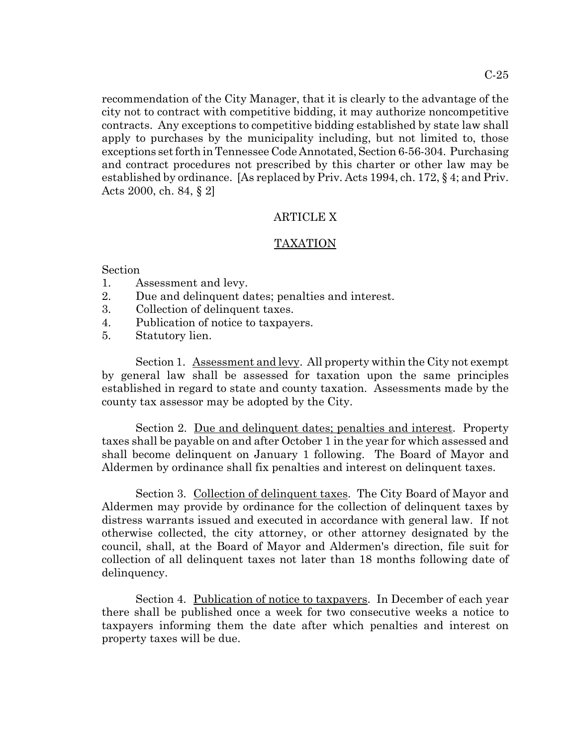recommendation of the City Manager, that it is clearly to the advantage of the city not to contract with competitive bidding, it may authorize noncompetitive contracts. Any exceptions to competitive bidding established by state law shall apply to purchases by the municipality including, but not limited to, those exceptions set forth in Tennessee Code Annotated, Section 6-56-304. Purchasing and contract procedures not prescribed by this charter or other law may be established by ordinance. [As replaced by Priv. Acts 1994, ch. 172, § 4; and Priv. Acts 2000, ch. 84, § 2]

## ARTICLE X

## TAXATION

Section
1. Assessment and levy.
2. Due and delinquent dates; penalties and interest.
3. Collection of delinquent taxes.
4. Publication of notice to taxpayers.
5. Statutory lien.

Section 1. Assessment and levy. All property within the City not exempt by general law shall be assessed for taxation upon the same principles established in regard to state and county taxation. Assessments made by the county tax assessor may be adopted by the City.

Section 2. Due and delinquent dates; penalties and interest. Property taxes shall be payable on and after October 1 in the year for which assessed and shall become delinquent on January 1 following. The Board of Mayor and Aldermen by ordinance shall fix penalties and interest on delinquent taxes.

Section 3. Collection of delinquent taxes. The City Board of Mayor and Aldermen may provide by ordinance for the collection of delinquent taxes by distress warrants issued and executed in accordance with general law. If not otherwise collected, the city attorney, or other attorney designated by the council, shall, at the Board of Mayor and Aldermen's direction, file suit for collection of all delinquent taxes not later than 18 months following date of delinquency.

Section 4. Publication of notice to taxpayers. In December of each year there shall be published once a week for two consecutive weeks a notice to taxpayers informing them the date after which penalties and interest on property taxes will be due.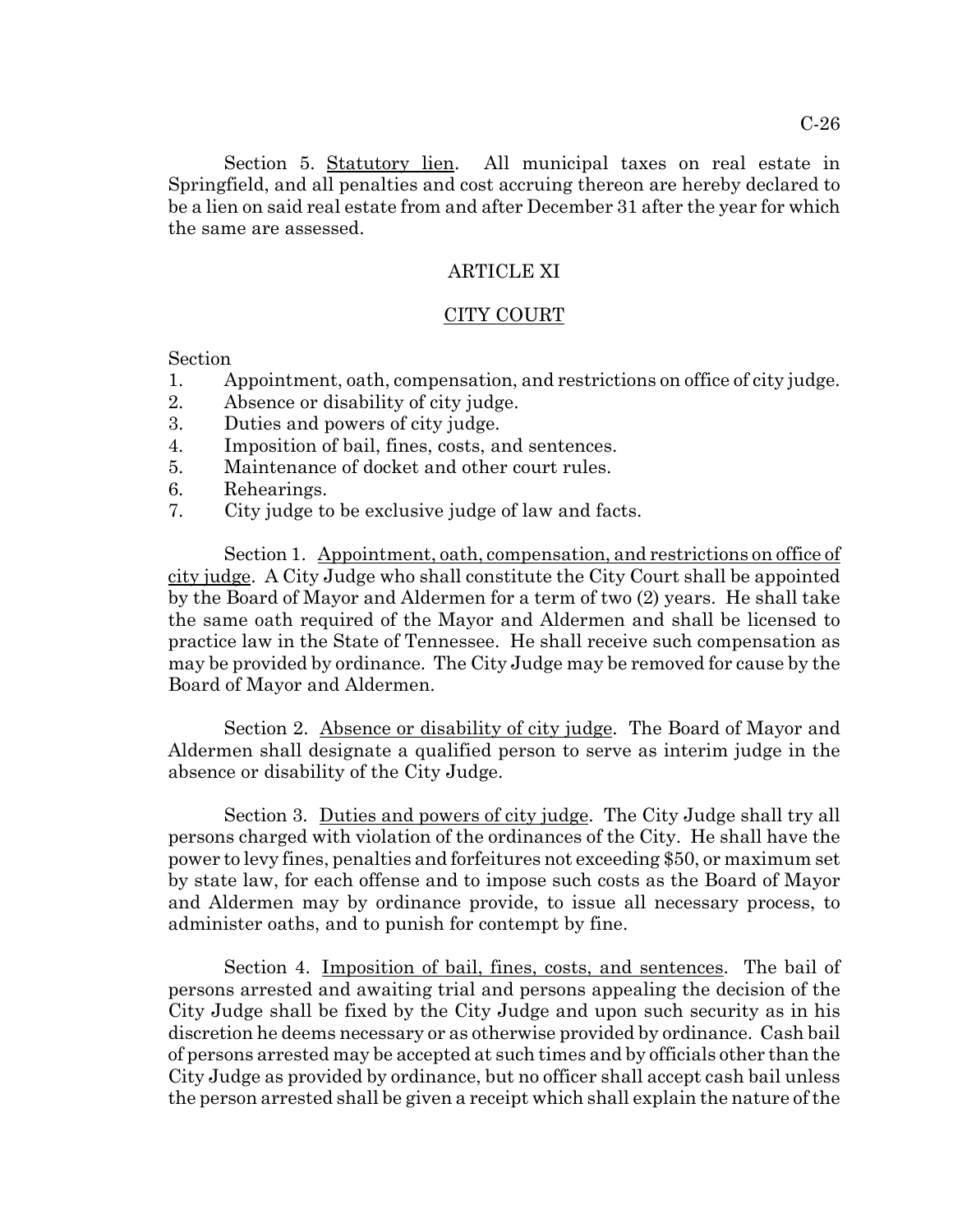Section 5. Statutory lien. All municipal taxes on real estate in Springfield, and all penalties and cost accruing thereon are hereby declared to be a lien on said real estate from and after December 31 after the year for which the same are assessed.

## ARTICLE XI

## CITY COURT

Section

1. Appointment, oath, compensation, and restrictions on office of city judge.
2. Absence or disability of city judge.
3. Duties and powers of city judge.
4. Imposition of bail, fines, costs, and sentences.
5. Maintenance of docket and other court rules.
6. Rehearings.
7. City judge to be exclusive judge of law and facts.

Section 1. Appointment, oath, compensation, and restrictions on office of city judge. A City Judge who shall constitute the City Court shall be appointed by the Board of Mayor and Aldermen for a term of two (2) years. He shall take the same oath required of the Mayor and Aldermen and shall be licensed to practice law in the State of Tennessee. He shall receive such compensation as may be provided by ordinance. The City Judge may be removed for cause by the Board of Mayor and Aldermen.

Section 2. Absence or disability of city judge. The Board of Mayor and Aldermen shall designate a qualified person to serve as interim judge in the absence or disability of the City Judge.

Section 3. Duties and powers of city judge. The City Judge shall try all persons charged with violation of the ordinances of the City. He shall have the power to levy fines, penalties and forfeitures not exceeding $50, or maximum set by state law, for each offense and to impose such costs as the Board of Mayor and Aldermen may by ordinance provide, to issue all necessary process, to administer oaths, and to punish for contempt by fine.

Section 4. Imposition of bail, fines, costs, and sentences. The bail of persons arrested and awaiting trial and persons appealing the decision of the City Judge shall be fixed by the City Judge and upon such security as in his discretion he deems necessary or as otherwise provided by ordinance. Cash bail of persons arrested may be accepted at such times and by officials other than the City Judge as provided by ordinance, but no officer shall accept cash bail unless the person arrested shall be given a receipt which shall explain the nature of the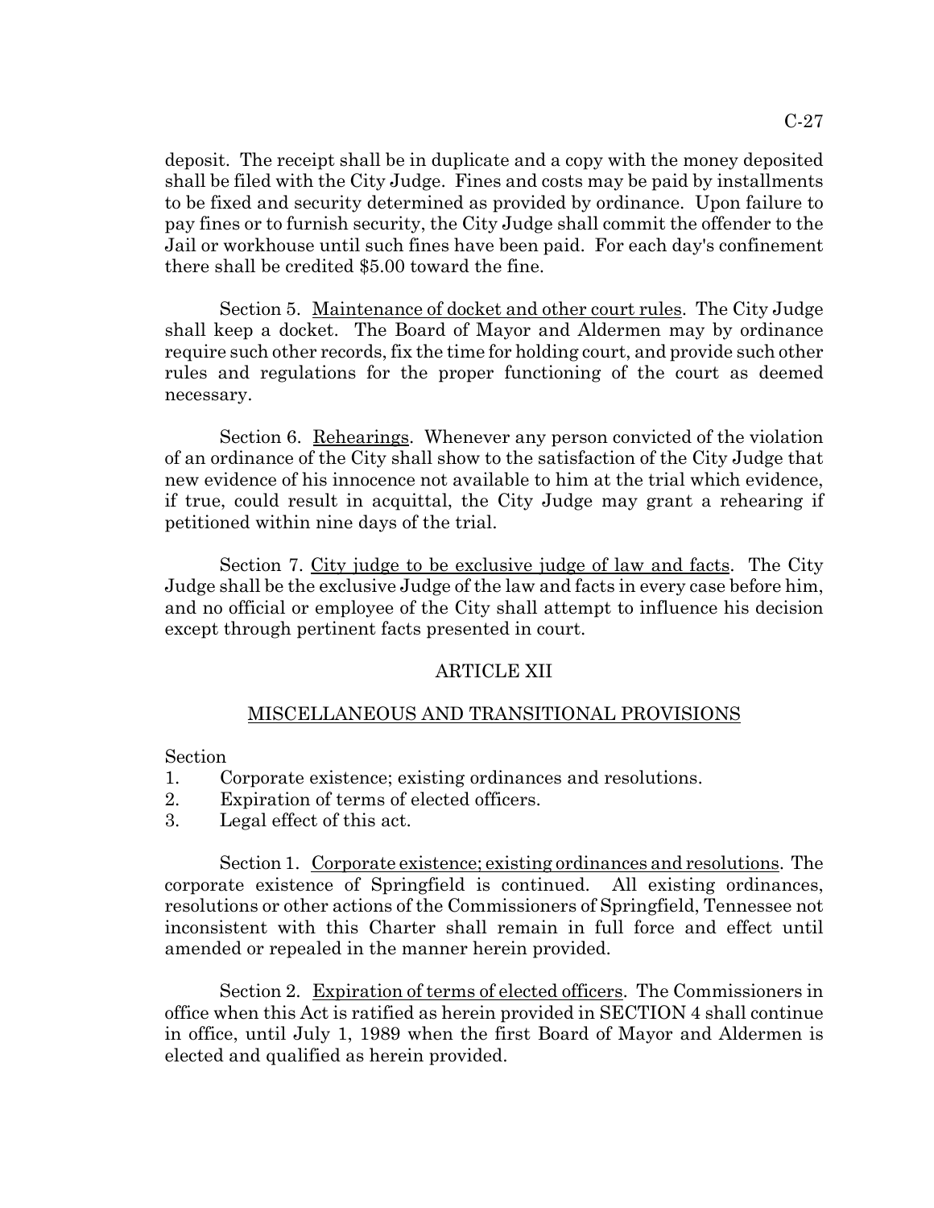deposit. The receipt shall be in duplicate and a copy with the money deposited shall be filed with the City Judge. Fines and costs may be paid by installments to be fixed and security determined as provided by ordinance. Upon failure to pay fines or to furnish security, the City Judge shall commit the offender to the Jail or workhouse until such fines have been paid. For each day's confinement there shall be credited $5.00 toward the fine.

Section 5. Maintenance of docket and other court rules. The City Judge shall keep a docket. The Board of Mayor and Aldermen may by ordinance require such other records, fix the time for holding court, and provide such other rules and regulations for the proper functioning of the court as deemed necessary.

Section 6. Rehearings. Whenever any person convicted of the violation of an ordinance of the City shall show to the satisfaction of the City Judge that new evidence of his innocence not available to him at the trial which evidence, if true, could result in acquittal, the City Judge may grant a rehearing if petitioned within nine days of the trial.

Section 7. City judge to be exclusive judge of law and facts. The City Judge shall be the exclusive Judge of the law and facts in every case before him, and no official or employee of the City shall attempt to influence his decision except through pertinent facts presented in court.

## ARTICLE XII

## MISCELLANEOUS AND TRANSITIONAL PROVISIONS

Section
1. Corporate existence; existing ordinances and resolutions.
2. Expiration of terms of elected officers.
3. Legal effect of this act.

Section 1. Corporate existence; existing ordinances and resolutions. The corporate existence of Springfield is continued. All existing ordinances, resolutions or other actions of the Commissioners of Springfield, Tennessee not inconsistent with this Charter shall remain in full force and effect until amended or repealed in the manner herein provided.

Section 2. Expiration of terms of elected officers. The Commissioners in office when this Act is ratified as herein provided in SECTION 4 shall continue in office, until July 1, 1989 when the first Board of Mayor and Aldermen is elected and qualified as herein provided.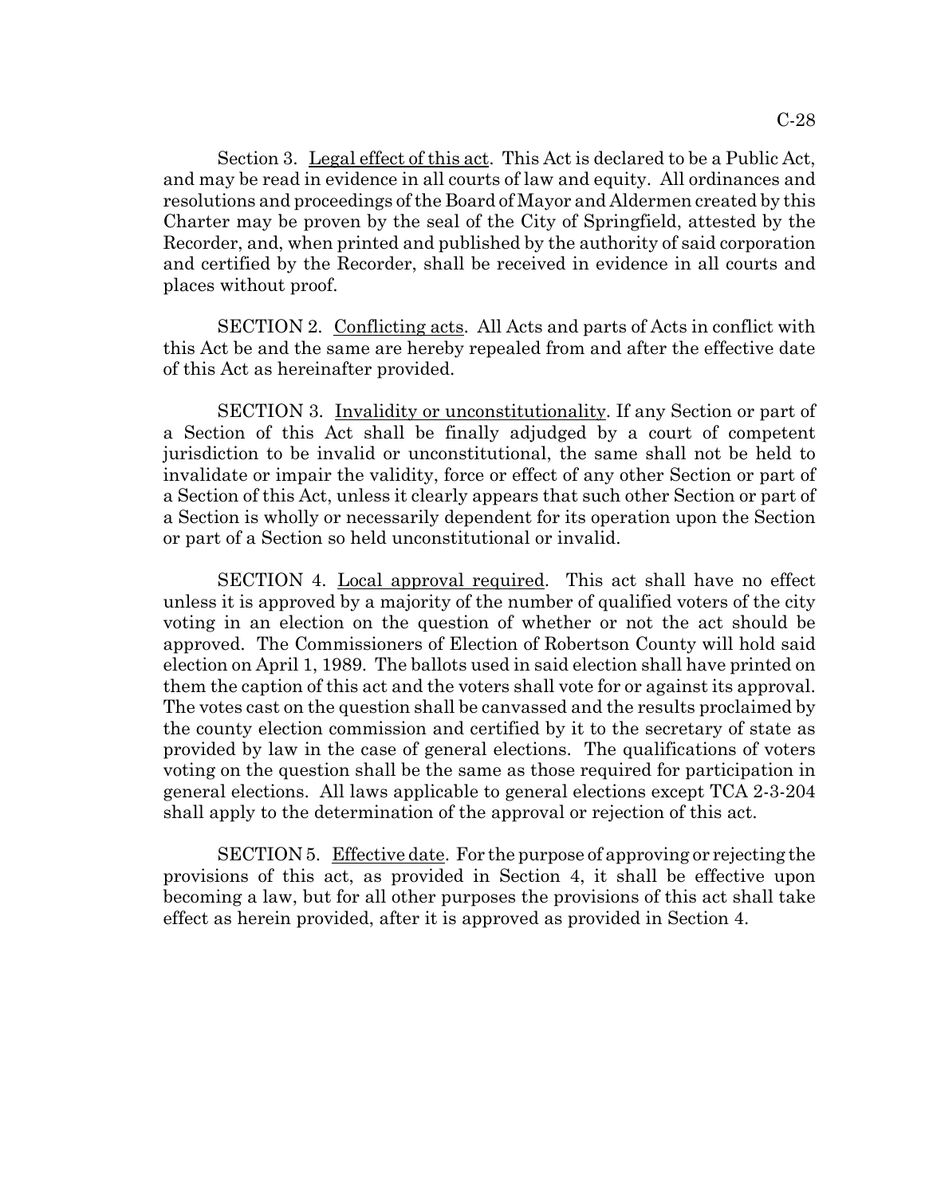Section 3. Legal effect of this act. This Act is declared to be a Public Act, and may be read in evidence in all courts of law and equity. All ordinances and resolutions and proceedings of the Board of Mayor and Aldermen created by this Charter may be proven by the seal of the City of Springfield, attested by the Recorder, and, when printed and published by the authority of said corporation and certified by the Recorder, shall be received in evidence in all courts and places without proof.

SECTION 2. Conflicting acts. All Acts and parts of Acts in conflict with this Act be and the same are hereby repealed from and after the effective date of this Act as hereinafter provided.

SECTION 3. Invalidity or unconstitutionality. If any Section or part of a Section of this Act shall be finally adjudged by a court of competent jurisdiction to be invalid or unconstitutional, the same shall not be held to invalidate or impair the validity, force or effect of any other Section or part of a Section of this Act, unless it clearly appears that such other Section or part of a Section is wholly or necessarily dependent for its operation upon the Section or part of a Section so held unconstitutional or invalid.

SECTION 4. Local approval required. This act shall have no effect unless it is approved by a majority of the number of qualified voters of the city voting in an election on the question of whether or not the act should be approved. The Commissioners of Election of Robertson County will hold said election on April 1, 1989. The ballots used in said election shall have printed on them the caption of this act and the voters shall vote for or against its approval. The votes cast on the question shall be canvassed and the results proclaimed by the county election commission and certified by it to the secretary of state as provided by law in the case of general elections. The qualifications of voters voting on the question shall be the same as those required for participation in general elections. All laws applicable to general elections except TCA 2-3-204 shall apply to the determination of the approval or rejection of this act.

SECTION 5. Effective date. For the purpose of approving or rejecting the provisions of this act, as provided in Section 4, it shall be effective upon becoming a law, but for all other purposes the provisions of this act shall take effect as herein provided, after it is approved as provided in Section 4.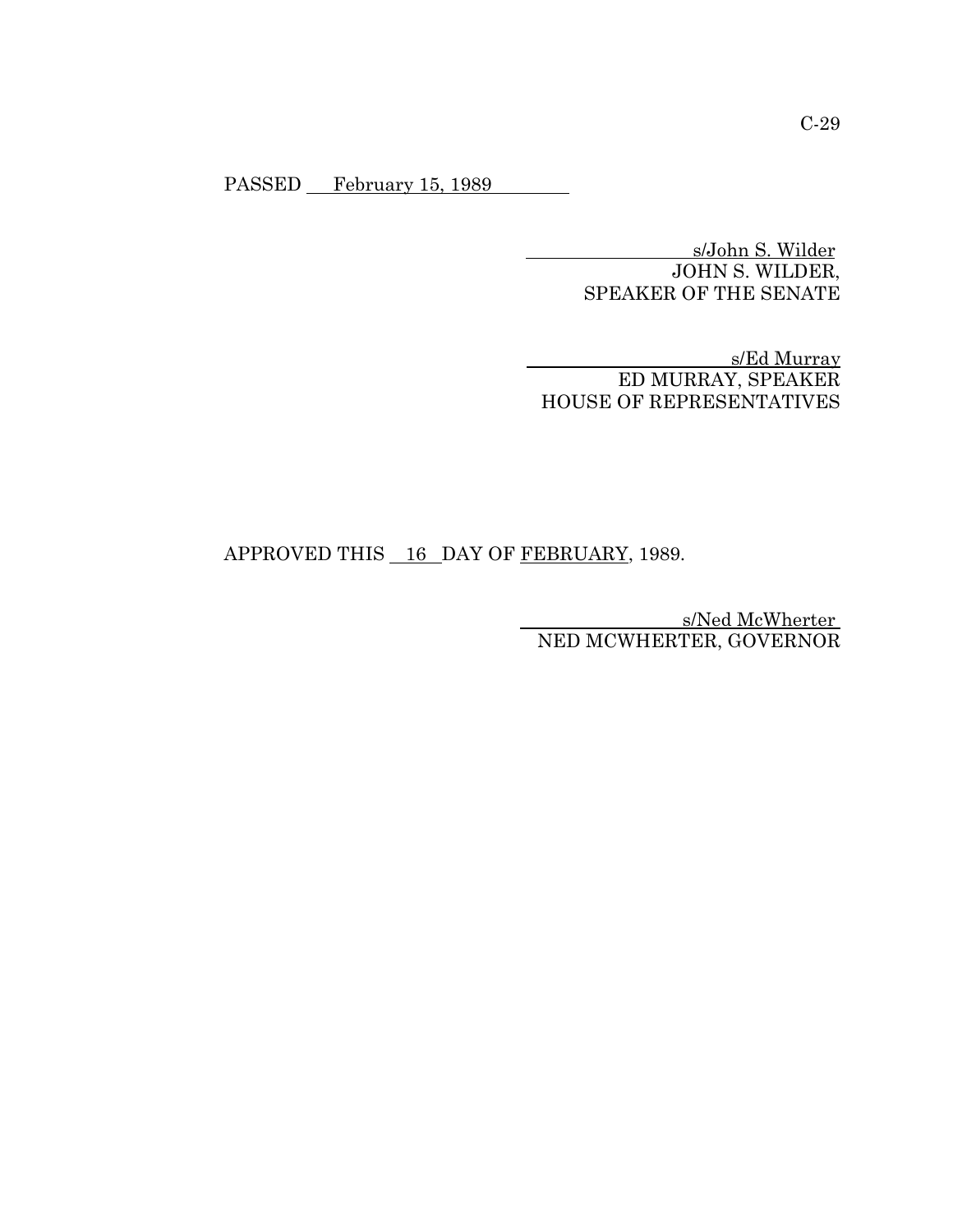PASSED February 15, 1989

s/John S. Wilder
JOHN S. WILDER,
SPEAKER OF THE SENATE

s/Ed Murray
ED MURRAY, SPEAKER
HOUSE OF REPRESENTATIVES

APPROVED THIS 16 DAY OF FEBRUARY, 1989.

s/Ned McWherter
NED MCWHERTER, GOVERNOR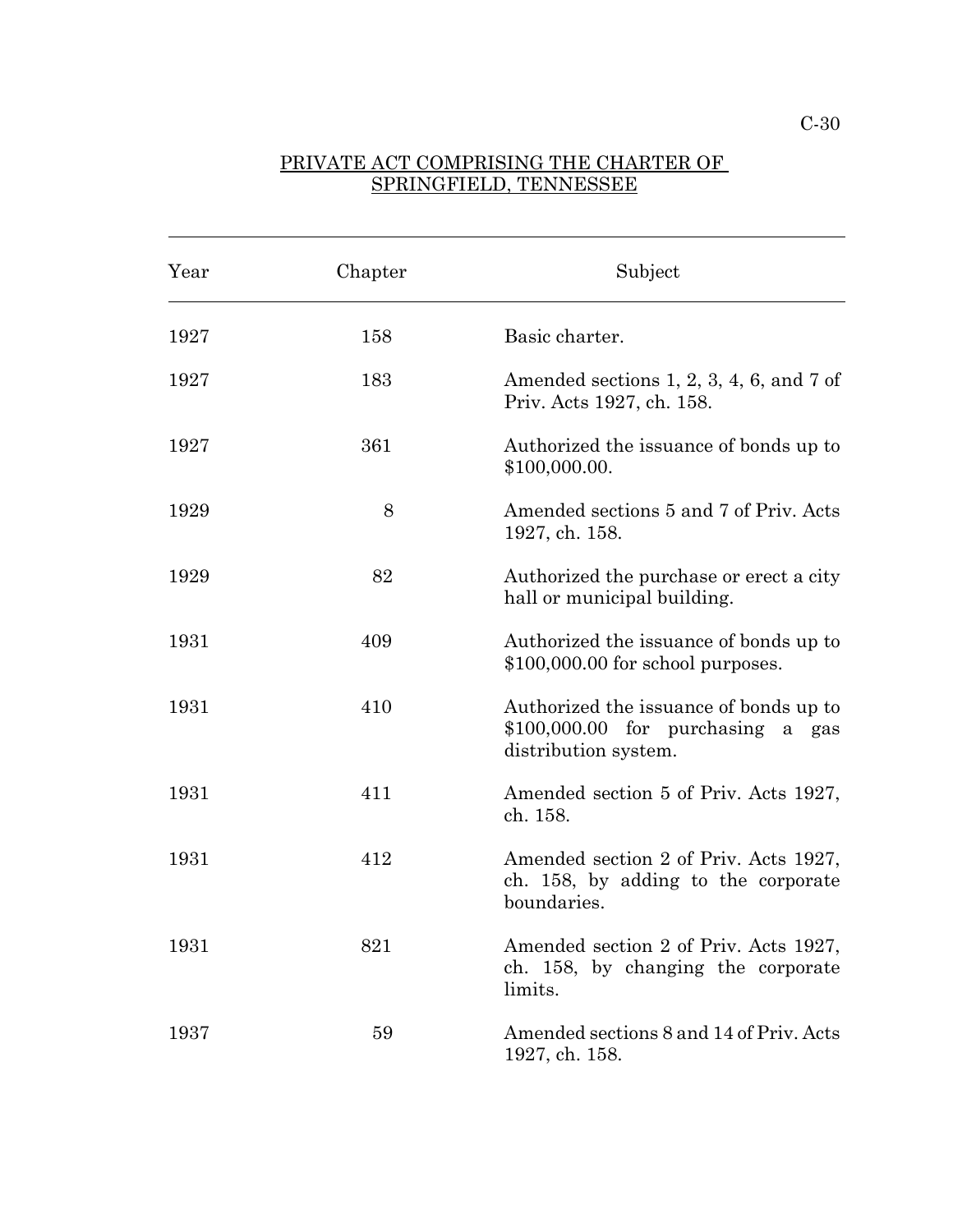PRIVATE ACT COMPRISING THE CHARTER OF SPRINGFIELD, TENNESSEE

| Year | Chapter | Subject |
|---|---|---|
| 1927 | 158 | Basic charter. |
| 1927 | 183 | Amended sections 1, 2, 3, 4, 6, and 7 of Priv. Acts 1927, ch. 158. |
| 1927 | 361 | Authorized the issuance of bonds up to $100,000.00. |
| 1929 | 8 | Amended sections 5 and 7 of Priv. Acts 1927, ch. 158. |
| 1929 | 82 | Authorized the purchase or erect a city hall or municipal building. |
| 1931 | 409 | Authorized the issuance of bonds up to $100,000.00 for school purposes. |
| 1931 | 410 | Authorized the issuance of bonds up to $100,000.00 for purchasing a gas distribution system. |
| 1931 | 411 | Amended section 5 of Priv. Acts 1927, ch. 158. |
| 1931 | 412 | Amended section 2 of Priv. Acts 1927, ch. 158, by adding to the corporate boundaries. |
| 1931 | 821 | Amended section 2 of Priv. Acts 1927, ch. 158, by changing the corporate limits. |
| 1937 | 59 | Amended sections 8 and 14 of Priv. Acts 1927, ch. 158. |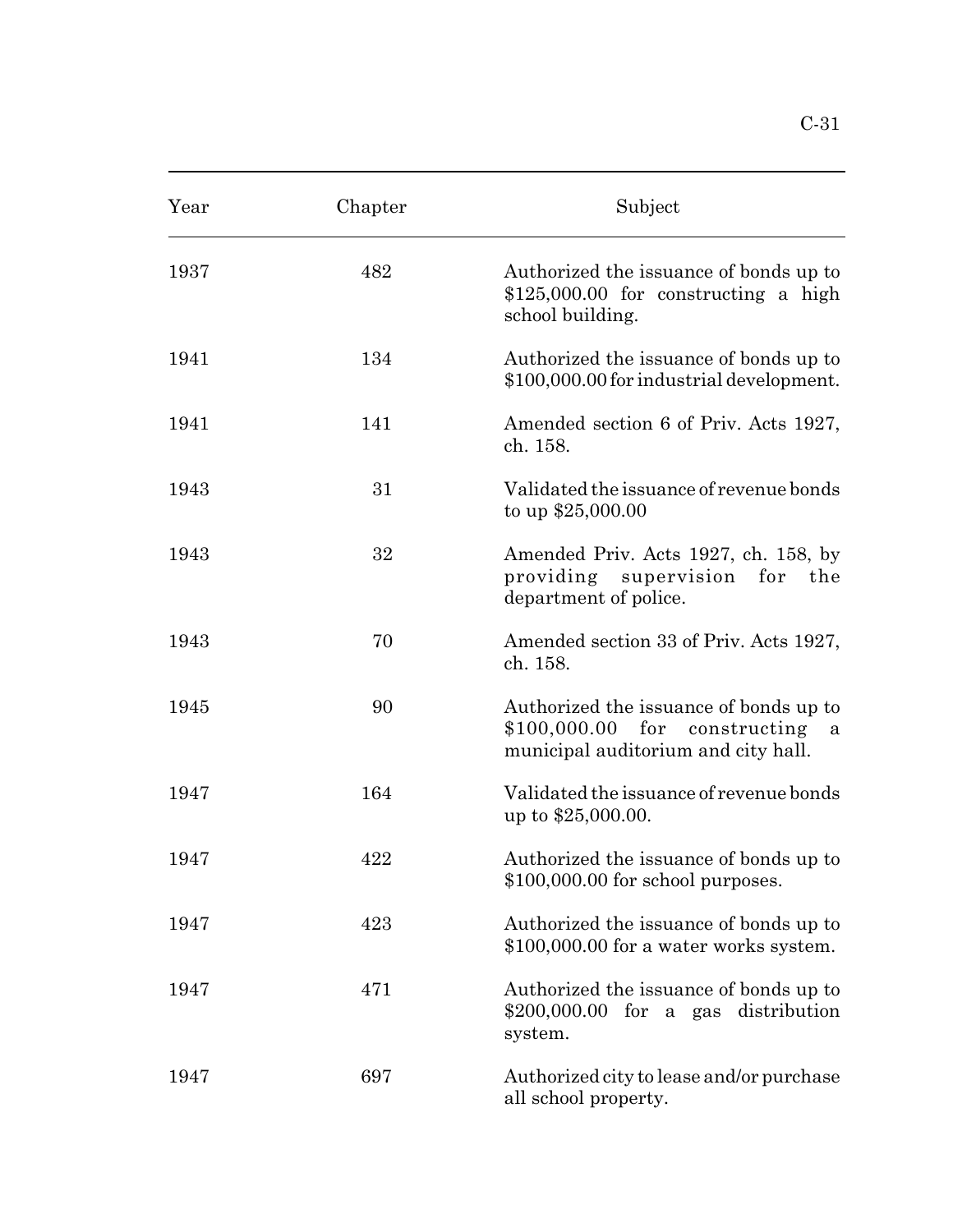| Year | Chapter | Subject |
|---|---|---|
| 1937 | 482 | Authorized the issuance of bonds up to $125,000.00 for constructing a high school building. |
| 1941 | 134 | Authorized the issuance of bonds up to $100,000.00 for industrial development. |
| 1941 | 141 | Amended section 6 of Priv. Acts 1927, ch. 158. |
| 1943 | 31 | Validated the issuance of revenue bonds to up $25,000.00 |
| 1943 | 32 | Amended Priv. Acts 1927, ch. 158, by providing supervision for the department of police. |
| 1943 | 70 | Amended section 33 of Priv. Acts 1927, ch. 158. |
| 1945 | 90 | Authorized the issuance of bonds up to $100,000.00 for constructing a municipal auditorium and city hall. |
| 1947 | 164 | Validated the issuance of revenue bonds up to $25,000.00. |
| 1947 | 422 | Authorized the issuance of bonds up to $100,000.00 for school purposes. |
| 1947 | 423 | Authorized the issuance of bonds up to $100,000.00 for a water works system. |
| 1947 | 471 | Authorized the issuance of bonds up to $200,000.00 for a gas distribution system. |
| 1947 | 697 | Authorized city to lease and/or purchase all school property. |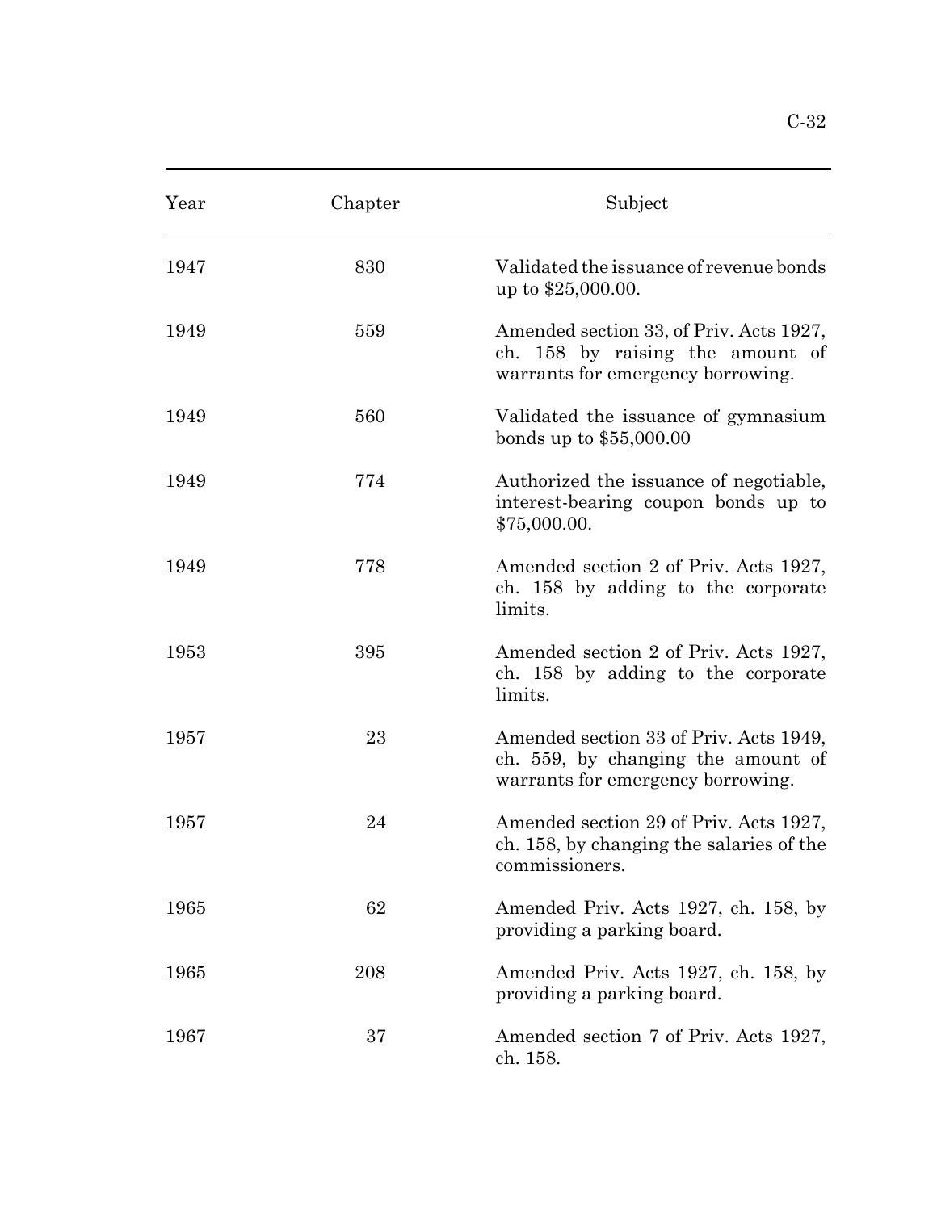| Year | Chapter | Subject |
|---|---|---|
| 1947 | 830 | Validated the issuance of revenue bonds up to $25,000.00. |
| 1949 | 559 | Amended section 33, of Priv. Acts 1927, ch. 158 by raising the amount of warrants for emergency borrowing. |
| 1949 | 560 | Validated the issuance of gymnasium bonds up to $55,000.00 |
| 1949 | 774 | Authorized the issuance of negotiable, interest-bearing coupon bonds up to $75,000.00. |
| 1949 | 778 | Amended section 2 of Priv. Acts 1927, ch. 158 by adding to the corporate limits. |
| 1953 | 395 | Amended section 2 of Priv. Acts 1927, ch. 158 by adding to the corporate limits. |
| 1957 | 23 | Amended section 33 of Priv. Acts 1949, ch. 559, by changing the amount of warrants for emergency borrowing. |
| 1957 | 24 | Amended section 29 of Priv. Acts 1927, ch. 158, by changing the salaries of the commissioners. |
| 1965 | 62 | Amended Priv. Acts 1927, ch. 158, by providing a parking board. |
| 1965 | 208 | Amended Priv. Acts 1927, ch. 158, by providing a parking board. |
| 1967 | 37 | Amended section 7 of Priv. Acts 1927, ch. 158. |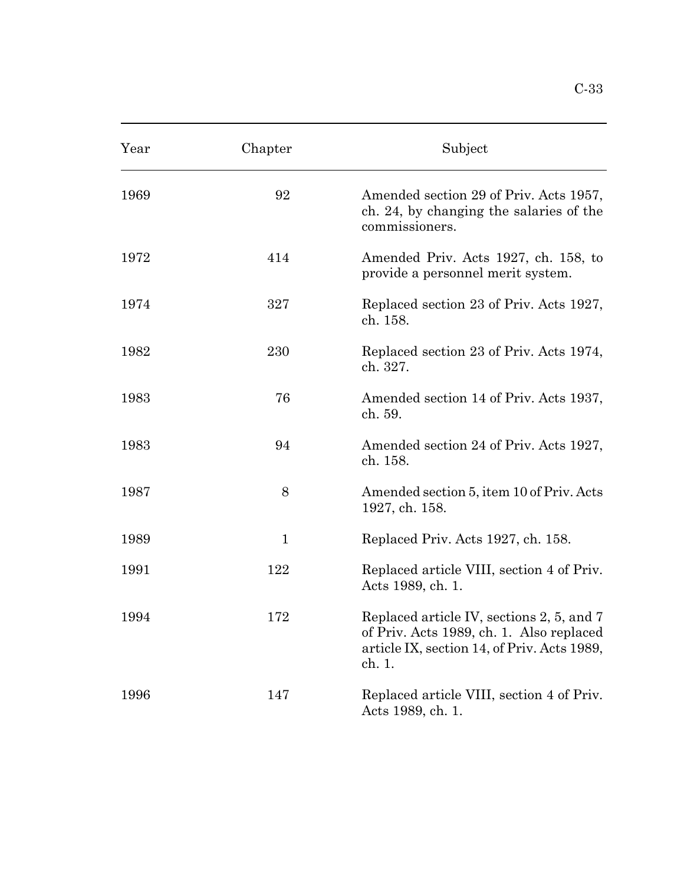| Year | Chapter | Subject |
|---|---|---|
| 1969 | 92 | Amended section 29 of Priv. Acts 1957, ch. 24, by changing the salaries of the commissioners. |
| 1972 | 414 | Amended Priv. Acts 1927, ch. 158, to provide a personnel merit system. |
| 1974 | 327 | Replaced section 23 of Priv. Acts 1927, ch. 158. |
| 1982 | 230 | Replaced section 23 of Priv. Acts 1974, ch. 327. |
| 1983 | 76 | Amended section 14 of Priv. Acts 1937, ch. 59. |
| 1983 | 94 | Amended section 24 of Priv. Acts 1927, ch. 158. |
| 1987 | 8 | Amended section 5, item 10 of Priv. Acts 1927, ch. 158. |
| 1989 | 1 | Replaced Priv. Acts 1927, ch. 158. |
| 1991 | 122 | Replaced article VIII, section 4 of Priv. Acts 1989, ch. 1. |
| 1994 | 172 | Replaced article IV, sections 2, 5, and 7 of Priv. Acts 1989, ch. 1. Also replaced article IX, section 14, of Priv. Acts 1989, ch. 1. |
| 1996 | 147 | Replaced article VIII, section 4 of Priv. Acts 1989, ch. 1. |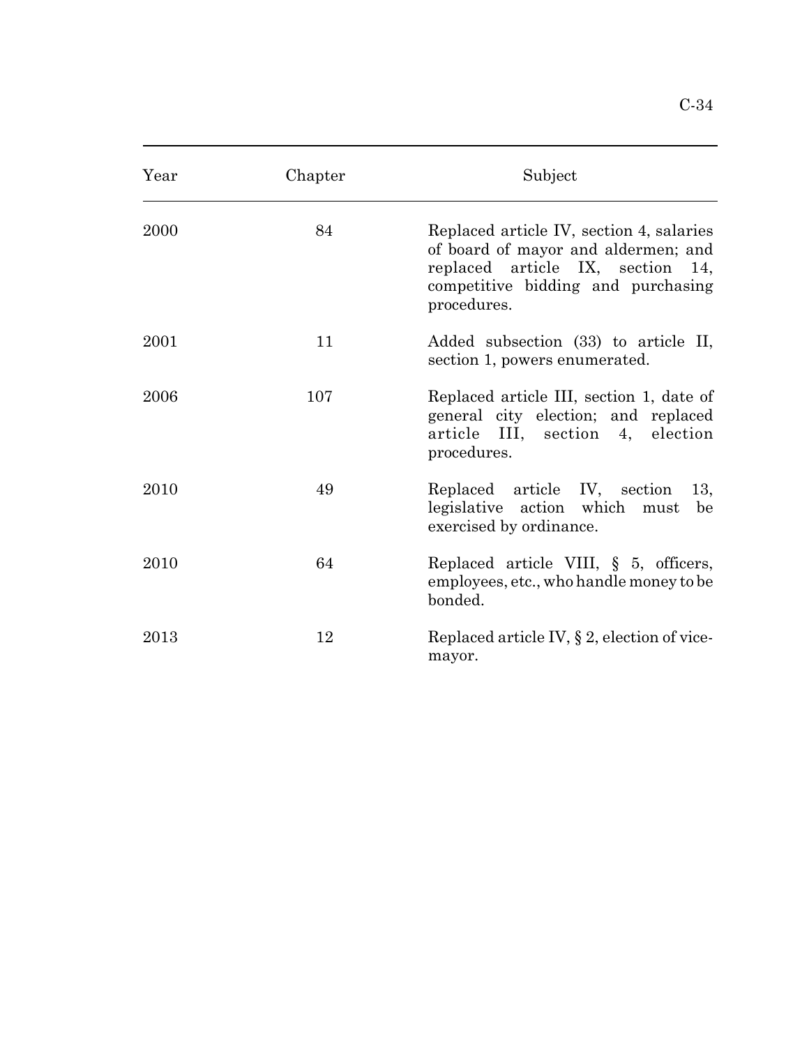| Year | Chapter | Subject |
|---|---|---|
| 2000 | 84 | Replaced article IV, section 4, salaries of board of mayor and aldermen; and replaced article IX, section 14, competitive bidding and purchasing procedures. |
| 2001 | 11 | Added subsection (33) to article II, section 1, powers enumerated. |
| 2006 | 107 | Replaced article III, section 1, date of general city election; and replaced article III, section 4, election procedures. |
| 2010 | 49 | Replaced article IV, section 13, legislative action which must be exercised by ordinance. |
| 2010 | 64 | Replaced article VIII, § 5, officers, employees, etc., who handle money to be bonded. |
| 2013 | 12 | Replaced article IV, § 2, election of vice-mayor. |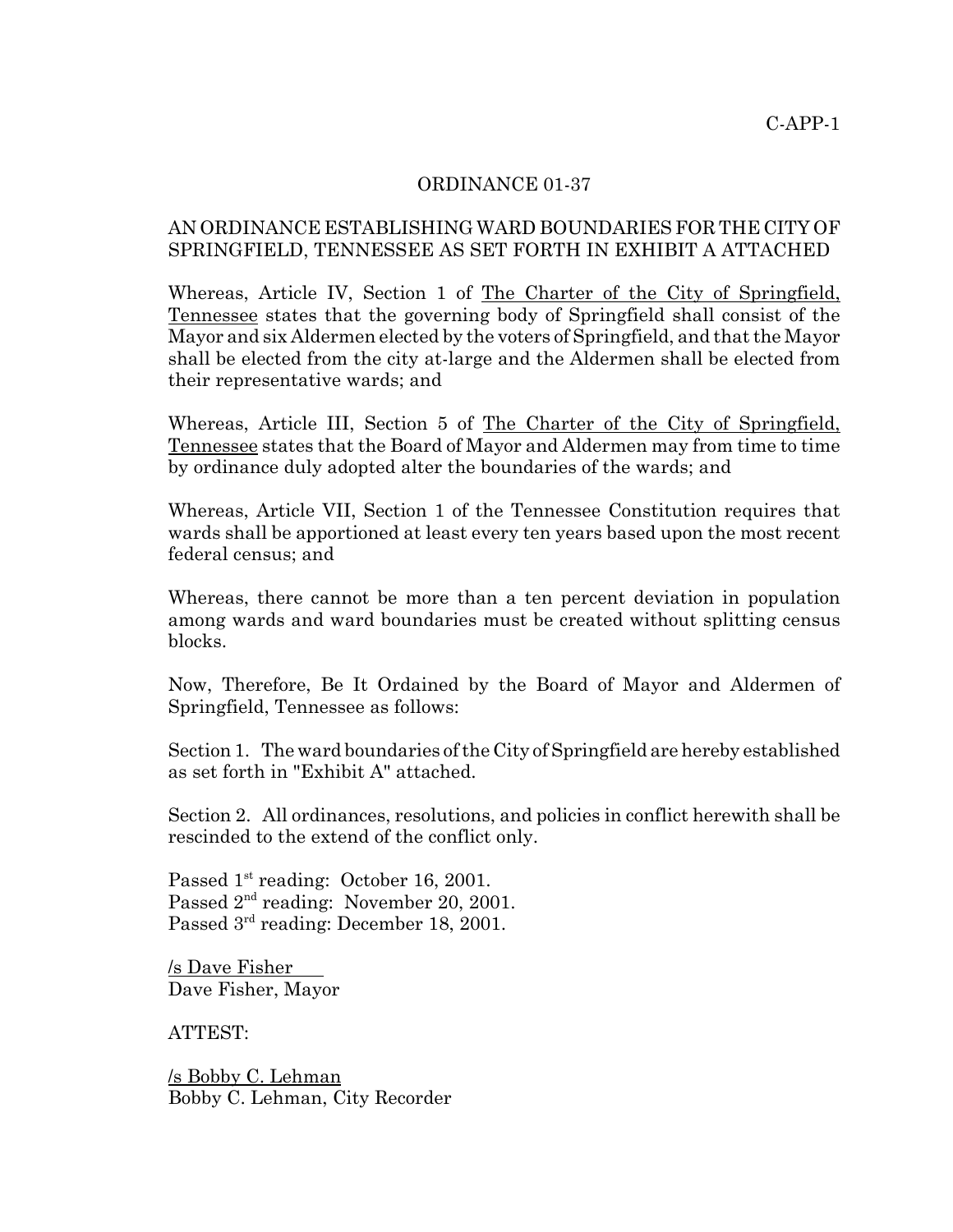C-APP-1

# ORDINANCE 01-37

## AN ORDINANCE ESTABLISHING WARD BOUNDARIES FOR THE CITY OF SPRINGFIELD, TENNESSEE AS SET FORTH IN EXHIBIT A ATTACHED

Whereas, Article IV, Section 1 of The Charter of the City of Springfield, Tennessee states that the governing body of Springfield shall consist of the Mayor and six Aldermen elected by the voters of Springfield, and that the Mayor shall be elected from the city at-large and the Aldermen shall be elected from their representative wards; and

Whereas, Article III, Section 5 of The Charter of the City of Springfield, Tennessee states that the Board of Mayor and Aldermen may from time to time by ordinance duly adopted alter the boundaries of the wards; and

Whereas, Article VII, Section 1 of the Tennessee Constitution requires that wards shall be apportioned at least every ten years based upon the most recent federal census; and

Whereas, there cannot be more than a ten percent deviation in population among wards and ward boundaries must be created without splitting census blocks.

Now, Therefore, Be It Ordained by the Board of Mayor and Aldermen of Springfield, Tennessee as follows:

Section 1. The ward boundaries of the City of Springfield are hereby established as set forth in "Exhibit A" attached.

Section 2. All ordinances, resolutions, and policies in conflict herewith shall be rescinded to the extend of the conflict only.

Passed 1st reading: October 16, 2001.
Passed 2nd reading: November 20, 2001.
Passed 3rd reading: December 18, 2001.

/s Dave Fisher
Dave Fisher, Mayor

ATTEST:

/s Bobby C. Lehman
Bobby C. Lehman, City Recorder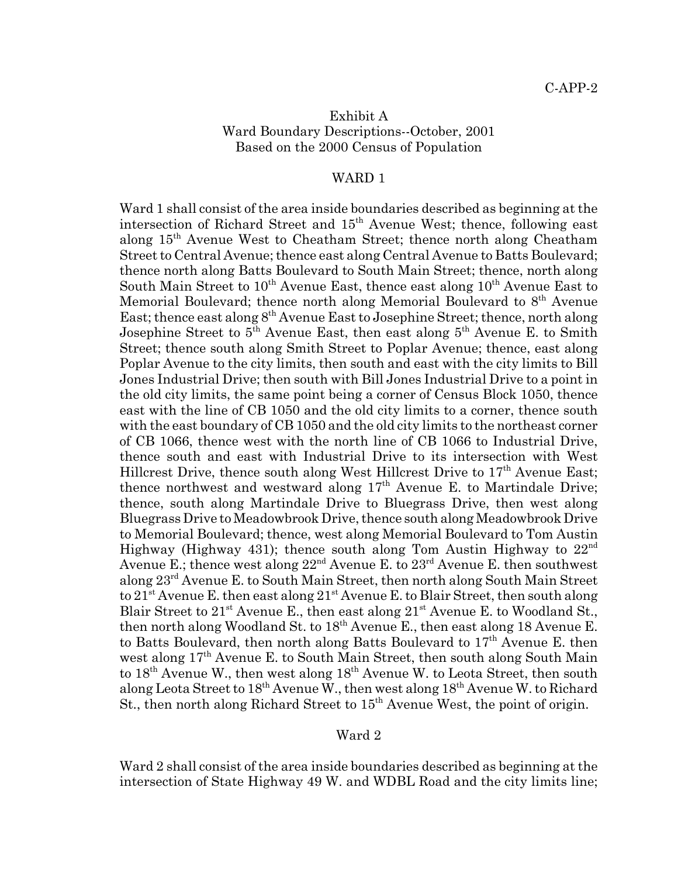Exhibit A
Ward Boundary Descriptions--October, 2001
Based on the 2000 Census of Population

## WARD 1

Ward 1 shall consist of the area inside boundaries described as beginning at the intersection of Richard Street and 15th Avenue West; thence, following east along 15th Avenue West to Cheatham Street; thence north along Cheatham Street to Central Avenue; thence east along Central Avenue to Batts Boulevard; thence north along Batts Boulevard to South Main Street; thence, north along South Main Street to 10th Avenue East, thence east along 10th Avenue East to Memorial Boulevard; thence north along Memorial Boulevard to 8th Avenue East; thence east along 8th Avenue East to Josephine Street; thence, north along Josephine Street to 5th Avenue East, then east along 5th Avenue E. to Smith Street; thence south along Smith Street to Poplar Avenue; thence, east along Poplar Avenue to the city limits, then south and east with the city limits to Bill Jones Industrial Drive; then south with Bill Jones Industrial Drive to a point in the old city limits, the same point being a corner of Census Block 1050, thence east with the line of CB 1050 and the old city limits to a corner, thence south with the east boundary of CB 1050 and the old city limits to the northeast corner of CB 1066, thence west with the north line of CB 1066 to Industrial Drive, thence south and east with Industrial Drive to its intersection with West Hillcrest Drive, thence south along West Hillcrest Drive to 17th Avenue East; thence northwest and westward along 17th Avenue E. to Martindale Drive; thence, south along Martindale Drive to Bluegrass Drive, then west along Bluegrass Drive to Meadowbrook Drive, thence south along Meadowbrook Drive to Memorial Boulevard; thence, west along Memorial Boulevard to Tom Austin Highway (Highway 431); thence south along Tom Austin Highway to 22nd Avenue E.; thence west along 22nd Avenue E. to 23rd Avenue E. then southwest along 23rd Avenue E. to South Main Street, then north along South Main Street to 21st Avenue E. then east along 21st Avenue E. to Blair Street, then south along Blair Street to 21st Avenue E., then east along 21st Avenue E. to Woodland St., then north along Woodland St. to 18th Avenue E., then east along 18 Avenue E. to Batts Boulevard, then north along Batts Boulevard to 17th Avenue E. then west along 17th Avenue E. to South Main Street, then south along South Main to 18th Avenue W., then west along 18th Avenue W. to Leota Street, then south along Leota Street to 18th Avenue W., then west along 18th Avenue W. to Richard St., then north along Richard Street to 15th Avenue West, the point of origin.

## Ward 2

Ward 2 shall consist of the area inside boundaries described as beginning at the intersection of State Highway 49 W. and WDBL Road and the city limits line;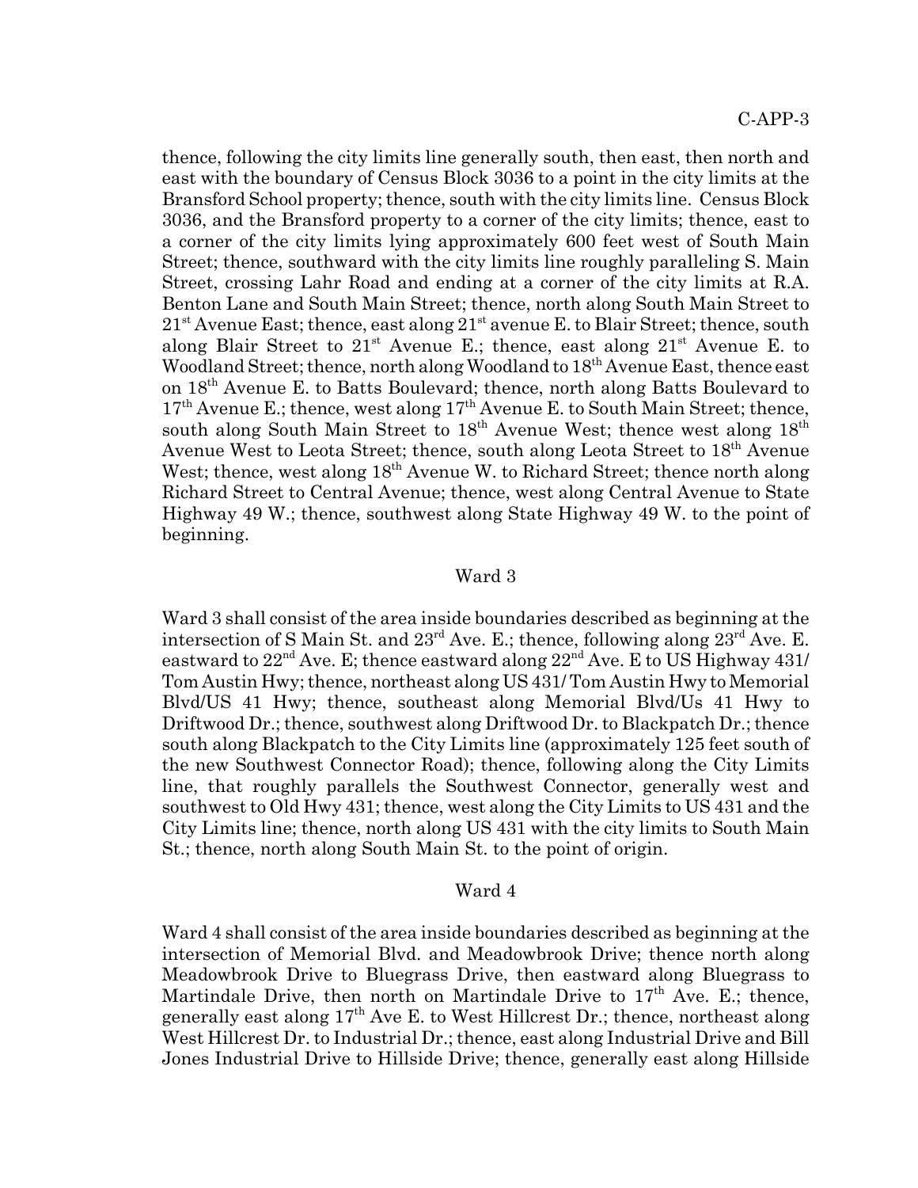thence, following the city limits line generally south, then east, then north and east with the boundary of Census Block 3036 to a point in the city limits at the Bransford School property; thence, south with the city limits line. Census Block 3036, and the Bransford property to a corner of the city limits; thence, east to a corner of the city limits lying approximately 600 feet west of South Main Street; thence, southward with the city limits line roughly paralleling S. Main Street, crossing Lahr Road and ending at a corner of the city limits at R.A. Benton Lane and South Main Street; thence, north along South Main Street to 21st Avenue East; thence, east along 21st avenue E. to Blair Street; thence, south along Blair Street to 21st Avenue E.; thence, east along 21st Avenue E. to Woodland Street; thence, north along Woodland to 18th Avenue East, thence east on 18th Avenue E. to Batts Boulevard; thence, north along Batts Boulevard to 17th Avenue E.; thence, west along 17th Avenue E. to South Main Street; thence, south along South Main Street to 18th Avenue West; thence west along 18th Avenue West to Leota Street; thence, south along Leota Street to 18th Avenue West; thence, west along 18th Avenue W. to Richard Street; thence north along Richard Street to Central Avenue; thence, west along Central Avenue to State Highway 49 W.; thence, southwest along State Highway 49 W. to the point of beginning.

## Ward 3

Ward 3 shall consist of the area inside boundaries described as beginning at the intersection of S Main St. and 23rd Ave. E.; thence, following along 23rd Ave. E. eastward to 22nd Ave. E; thence eastward along 22nd Ave. E to US Highway 431/ Tom Austin Hwy; thence, northeast along US 431/ Tom Austin Hwy to Memorial Blvd/US 41 Hwy; thence, southeast along Memorial Blvd/Us 41 Hwy to Driftwood Dr.; thence, southwest along Driftwood Dr. to Blackpatch Dr.; thence south along Blackpatch to the City Limits line (approximately 125 feet south of the new Southwest Connector Road); thence, following along the City Limits line, that roughly parallels the Southwest Connector, generally west and southwest to Old Hwy 431; thence, west along the City Limits to US 431 and the City Limits line; thence, north along US 431 with the city limits to South Main St.; thence, north along South Main St. to the point of origin.

## Ward 4

Ward 4 shall consist of the area inside boundaries described as beginning at the intersection of Memorial Blvd. and Meadowbrook Drive; thence north along Meadowbrook Drive to Bluegrass Drive, then eastward along Bluegrass to Martindale Drive, then north on Martindale Drive to 17th Ave. E.; thence, generally east along 17th Ave E. to West Hillcrest Dr.; thence, northeast along West Hillcrest Dr. to Industrial Dr.; thence, east along Industrial Drive and Bill Jones Industrial Drive to Hillside Drive; thence, generally east along Hillside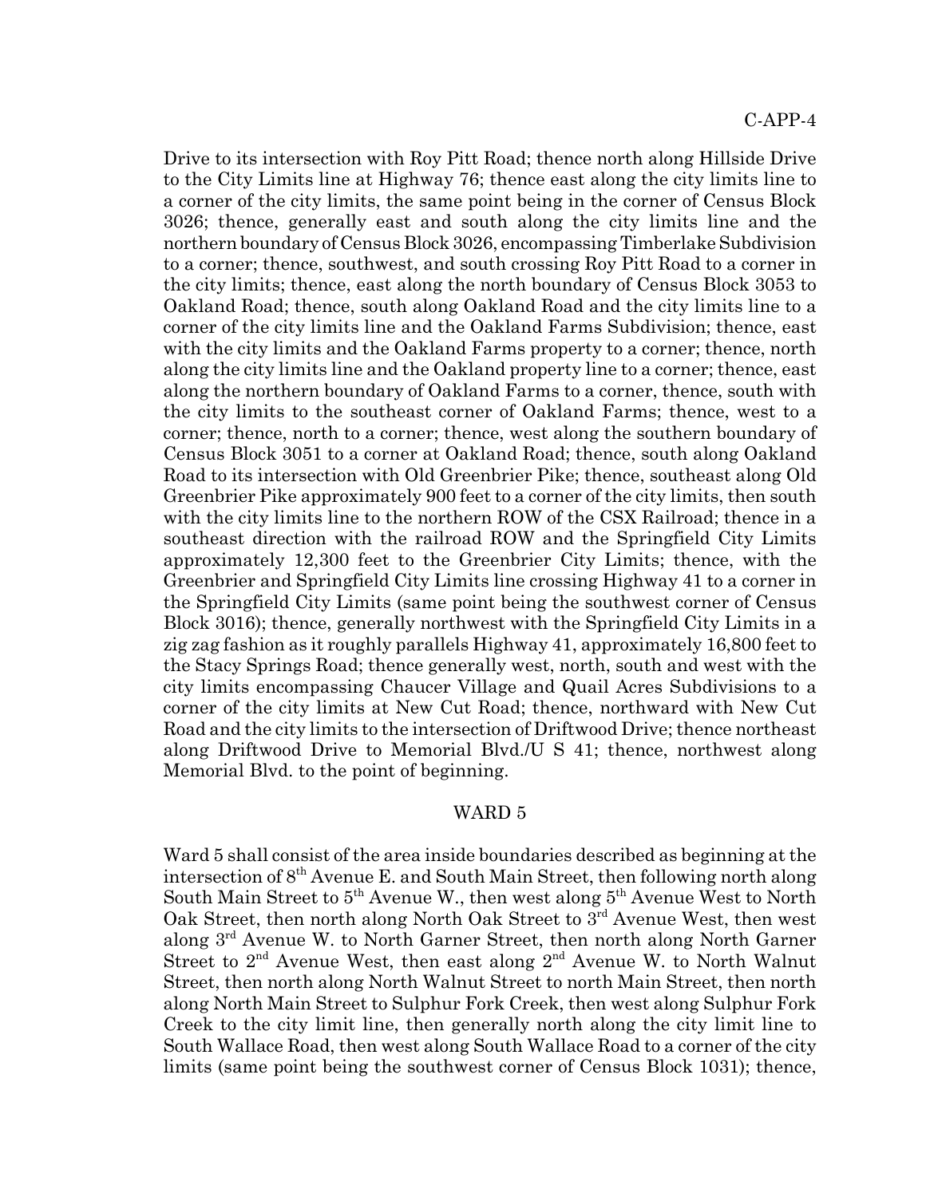Drive to its intersection with Roy Pitt Road; thence north along Hillside Drive to the City Limits line at Highway 76; thence east along the city limits line to a corner of the city limits, the same point being in the corner of Census Block 3026; thence, generally east and south along the city limits line and the northern boundary of Census Block 3026, encompassing Timberlake Subdivision to a corner; thence, southwest, and south crossing Roy Pitt Road to a corner in the city limits; thence, east along the north boundary of Census Block 3053 to Oakland Road; thence, south along Oakland Road and the city limits line to a corner of the city limits line and the Oakland Farms Subdivision; thence, east with the city limits and the Oakland Farms property to a corner; thence, north along the city limits line and the Oakland property line to a corner; thence, east along the northern boundary of Oakland Farms to a corner, thence, south with the city limits to the southeast corner of Oakland Farms; thence, west to a corner; thence, north to a corner; thence, west along the southern boundary of Census Block 3051 to a corner at Oakland Road; thence, south along Oakland Road to its intersection with Old Greenbrier Pike; thence, southeast along Old Greenbrier Pike approximately 900 feet to a corner of the city limits, then south with the city limits line to the northern ROW of the CSX Railroad; thence in a southeast direction with the railroad ROW and the Springfield City Limits approximately 12,300 feet to the Greenbrier City Limits; thence, with the Greenbrier and Springfield City Limits line crossing Highway 41 to a corner in the Springfield City Limits (same point being the southwest corner of Census Block 3016); thence, generally northwest with the Springfield City Limits in a zig zag fashion as it roughly parallels Highway 41, approximately 16,800 feet to the Stacy Springs Road; thence generally west, north, south and west with the city limits encompassing Chaucer Village and Quail Acres Subdivisions to a corner of the city limits at New Cut Road; thence, northward with New Cut Road and the city limits to the intersection of Driftwood Drive; thence northeast along Driftwood Drive to Memorial Blvd./U S 41; thence, northwest along Memorial Blvd. to the point of beginning.

## WARD 5

Ward 5 shall consist of the area inside boundaries described as beginning at the intersection of 8th Avenue E. and South Main Street, then following north along South Main Street to 5th Avenue W., then west along 5th Avenue West to North Oak Street, then north along North Oak Street to 3rd Avenue West, then west along 3rd Avenue W. to North Garner Street, then north along North Garner Street to 2nd Avenue West, then east along 2nd Avenue W. to North Walnut Street, then north along North Walnut Street to north Main Street, then north along North Main Street to Sulphur Fork Creek, then west along Sulphur Fork Creek to the city limit line, then generally north along the city limit line to South Wallace Road, then west along South Wallace Road to a corner of the city limits (same point being the southwest corner of Census Block 1031); thence,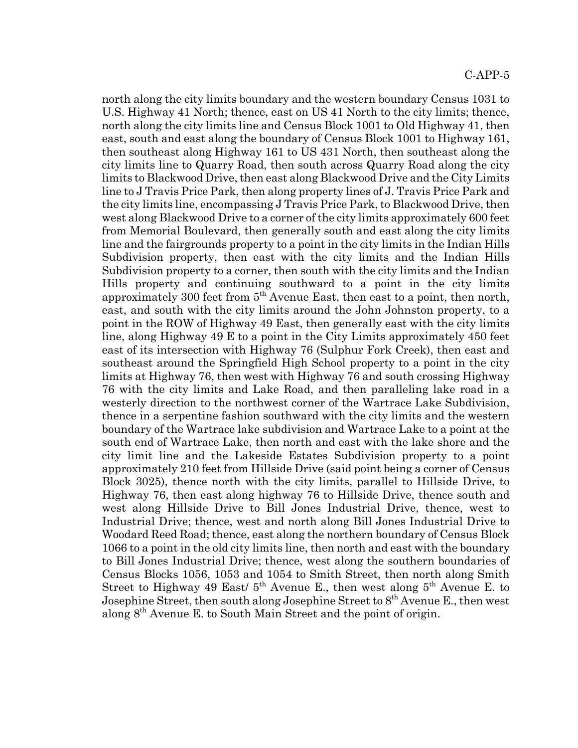north along the city limits boundary and the western boundary Census 1031 to U.S. Highway 41 North; thence, east on US 41 North to the city limits; thence, north along the city limits line and Census Block 1001 to Old Highway 41, then east, south and east along the boundary of Census Block 1001 to Highway 161, then southeast along Highway 161 to US 431 North, then southeast along the city limits line to Quarry Road, then south across Quarry Road along the city limits to Blackwood Drive, then east along Blackwood Drive and the City Limits line to J Travis Price Park, then along property lines of J. Travis Price Park and the city limits line, encompassing J Travis Price Park, to Blackwood Drive, then west along Blackwood Drive to a corner of the city limits approximately 600 feet from Memorial Boulevard, then generally south and east along the city limits line and the fairgrounds property to a point in the city limits in the Indian Hills Subdivision property, then east with the city limits and the Indian Hills Subdivision property to a corner, then south with the city limits and the Indian Hills property and continuing southward to a point in the city limits approximately 300 feet from 5th Avenue East, then east to a point, then north, east, and south with the city limits around the John Johnston property, to a point in the ROW of Highway 49 East, then generally east with the city limits line, along Highway 49 E to a point in the City Limits approximately 450 feet east of its intersection with Highway 76 (Sulphur Fork Creek), then east and southeast around the Springfield High School property to a point in the city limits at Highway 76, then west with Highway 76 and south crossing Highway 76 with the city limits and Lake Road, and then paralleling lake road in a westerly direction to the northwest corner of the Wartrace Lake Subdivision, thence in a serpentine fashion southward with the city limits and the western boundary of the Wartrace lake subdivision and Wartrace Lake to a point at the south end of Wartrace Lake, then north and east with the lake shore and the city limit line and the Lakeside Estates Subdivision property to a point approximately 210 feet from Hillside Drive (said point being a corner of Census Block 3025), thence north with the city limits, parallel to Hillside Drive, to Highway 76, then east along highway 76 to Hillside Drive, thence south and west along Hillside Drive to Bill Jones Industrial Drive, thence, west to Industrial Drive; thence, west and north along Bill Jones Industrial Drive to Woodard Reed Road; thence, east along the northern boundary of Census Block 1066 to a point in the old city limits line, then north and east with the boundary to Bill Jones Industrial Drive; thence, west along the southern boundaries of Census Blocks 1056, 1053 and 1054 to Smith Street, then north along Smith Street to Highway 49 East/ 5th Avenue E., then west along 5th Avenue E. to Josephine Street, then south along Josephine Street to 8th Avenue E., then west along 8th Avenue E. to South Main Street and the point of origin.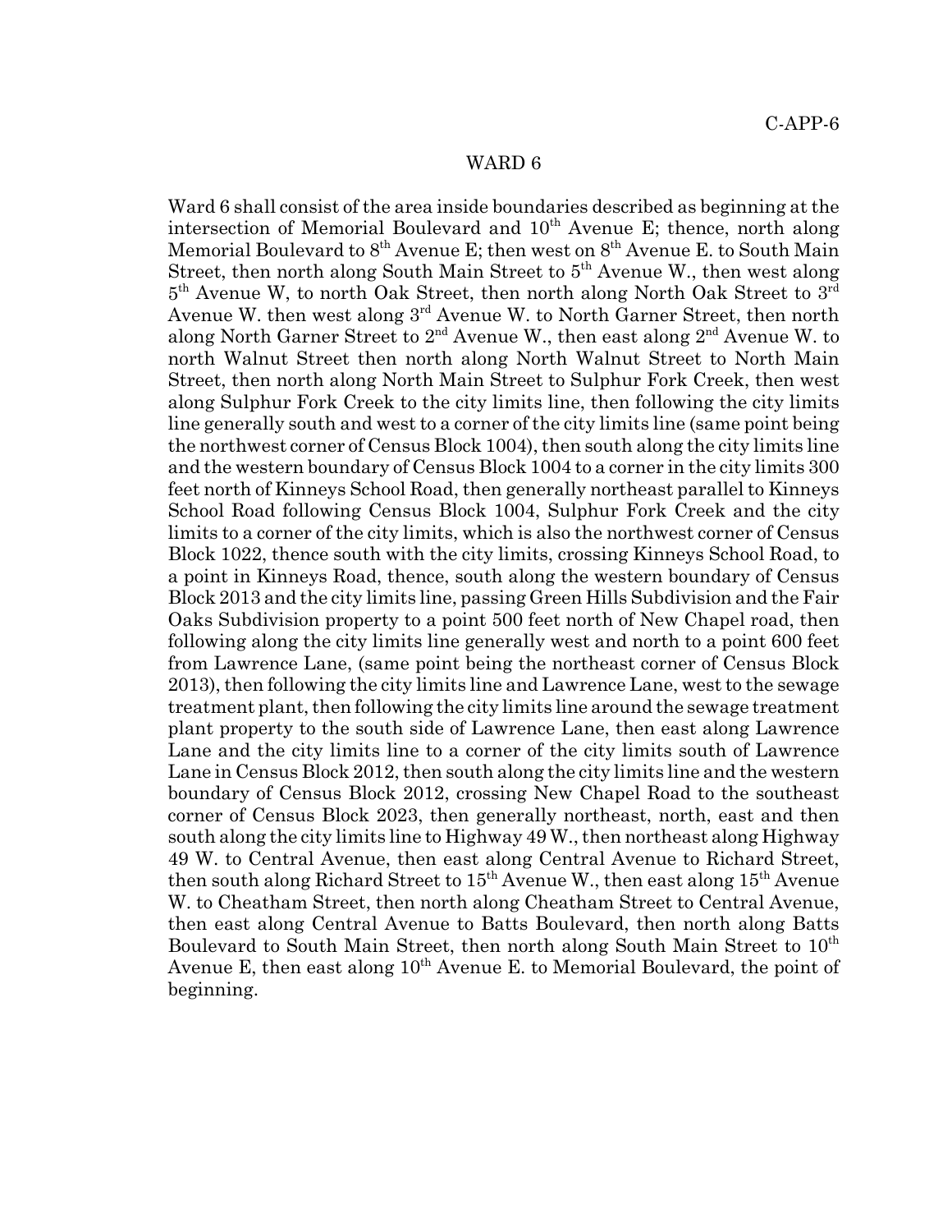## WARD 6

Ward 6 shall consist of the area inside boundaries described as beginning at the intersection of Memorial Boulevard and 10th Avenue E; thence, north along Memorial Boulevard to 8th Avenue E; then west on 8th Avenue E. to South Main Street, then north along South Main Street to 5th Avenue W., then west along 5th Avenue W, to north Oak Street, then north along North Oak Street to 3rd Avenue W. then west along 3rd Avenue W. to North Garner Street, then north along North Garner Street to 2nd Avenue W., then east along 2nd Avenue W. to north Walnut Street then north along North Walnut Street to North Main Street, then north along North Main Street to Sulphur Fork Creek, then west along Sulphur Fork Creek to the city limits line, then following the city limits line generally south and west to a corner of the city limits line (same point being the northwest corner of Census Block 1004), then south along the city limits line and the western boundary of Census Block 1004 to a corner in the city limits 300 feet north of Kinneys School Road, then generally northeast parallel to Kinneys School Road following Census Block 1004, Sulphur Fork Creek and the city limits to a corner of the city limits, which is also the northwest corner of Census Block 1022, thence south with the city limits, crossing Kinneys School Road, to a point in Kinneys Road, thence, south along the western boundary of Census Block 2013 and the city limits line, passing Green Hills Subdivision and the Fair Oaks Subdivision property to a point 500 feet north of New Chapel road, then following along the city limits line generally west and north to a point 600 feet from Lawrence Lane, (same point being the northeast corner of Census Block 2013), then following the city limits line and Lawrence Lane, west to the sewage treatment plant, then following the city limits line around the sewage treatment plant property to the south side of Lawrence Lane, then east along Lawrence Lane and the city limits line to a corner of the city limits south of Lawrence Lane in Census Block 2012, then south along the city limits line and the western boundary of Census Block 2012, crossing New Chapel Road to the southeast corner of Census Block 2023, then generally northeast, north, east and then south along the city limits line to Highway 49 W., then northeast along Highway 49 W. to Central Avenue, then east along Central Avenue to Richard Street, then south along Richard Street to 15th Avenue W., then east along 15th Avenue W. to Cheatham Street, then north along Cheatham Street to Central Avenue, then east along Central Avenue to Batts Boulevard, then north along Batts Boulevard to South Main Street, then north along South Main Street to 10th Avenue E, then east along 10th Avenue E. to Memorial Boulevard, the point of beginning.